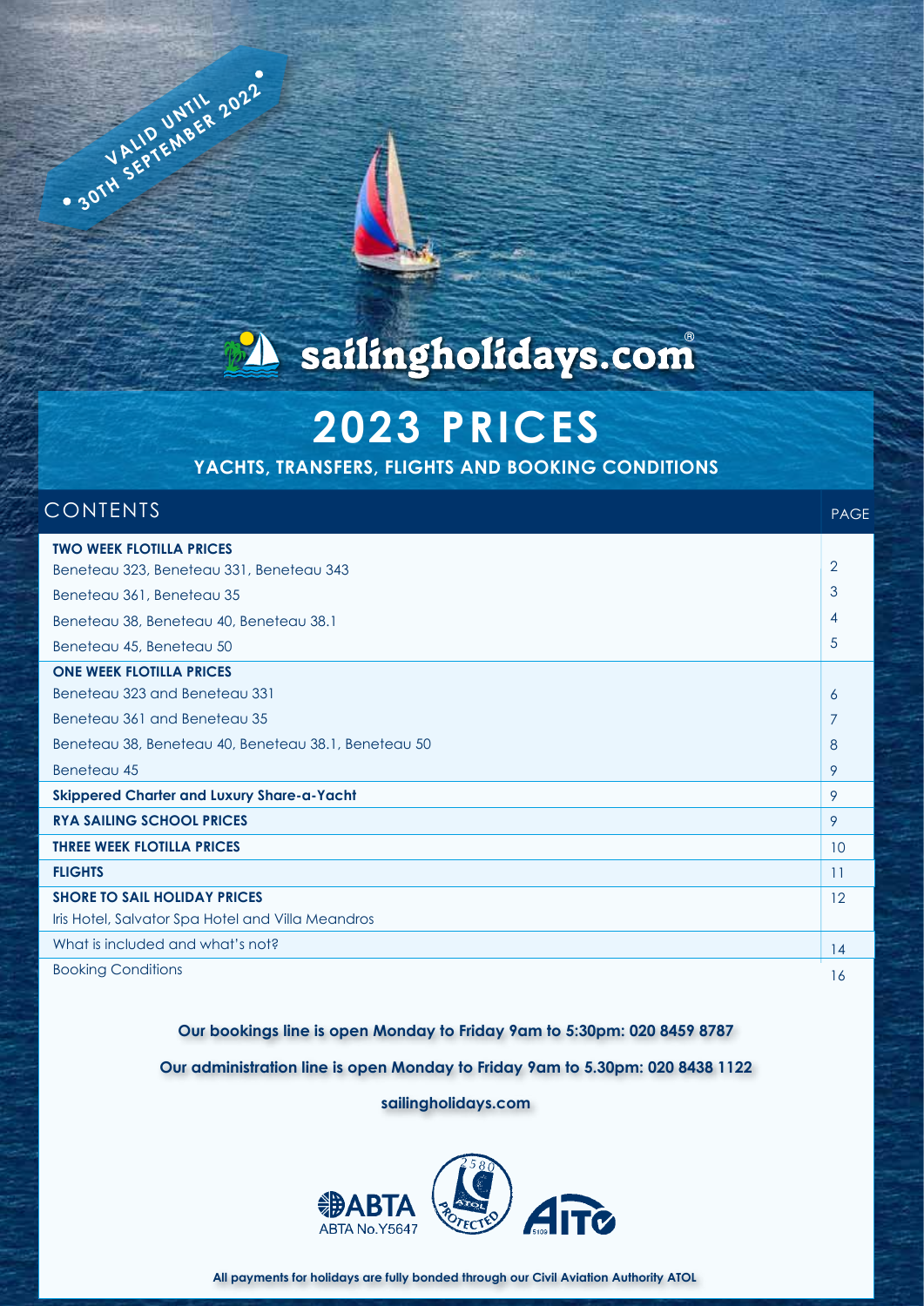VALID UNTIL 30TH SEPTEMBER 2022

sailingholidays.com®

# 2023 PRICES

## YACHTS, TRANSFERS, FLIGHTS AND BOOKING CONDITIONS

| CONTENTS | PAGE |
|---|---|
| **TWO WEEK FLOTILLA PRICES** | |
| Beneteau 323, Beneteau 331, Beneteau 343 | 2 |
| Beneteau 361, Beneteau 35 | 3 |
| Beneteau 38, Beneteau 40, Beneteau 38.1 | 4 |
| Beneteau 45, Beneteau 50 | 5 |
| **ONE WEEK FLOTILLA PRICES** | |
| Beneteau 323 and Beneteau 331 | 6 |
| Beneteau 361 and Beneteau 35 | 7 |
| Beneteau 38, Beneteau 40, Beneteau 38.1, Beneteau 50 | 8 |
| Beneteau 45 | 9 |
| **Skippered Charter and Luxury Share-a-Yacht** | 9 |
| **RYA SAILING SCHOOL PRICES** | 9 |
| **THREE WEEK FLOTILLA PRICES** | 10 |
| **FLIGHTS** | 11 |
| **SHORE TO SAIL HOLIDAY PRICES** | 12 |
| Iris Hotel, Salvator Spa Hotel and Villa Meandros | |
| What is included and what's not? | 14 |
| Booking Conditions | 16 |

**Our bookings line is open Monday to Friday 9am to 5:30pm: 020 8459 8787**

**Our administration line is open Monday to Friday 9am to 5.30pm: 020 8438 1122**

**sailingholidays.com**

ABTA ABTA No.Y5647 | ATOL 2580 PROTECTED | AITO 5109

**All payments for holidays are fully bonded through our Civil Aviation Authority ATOL**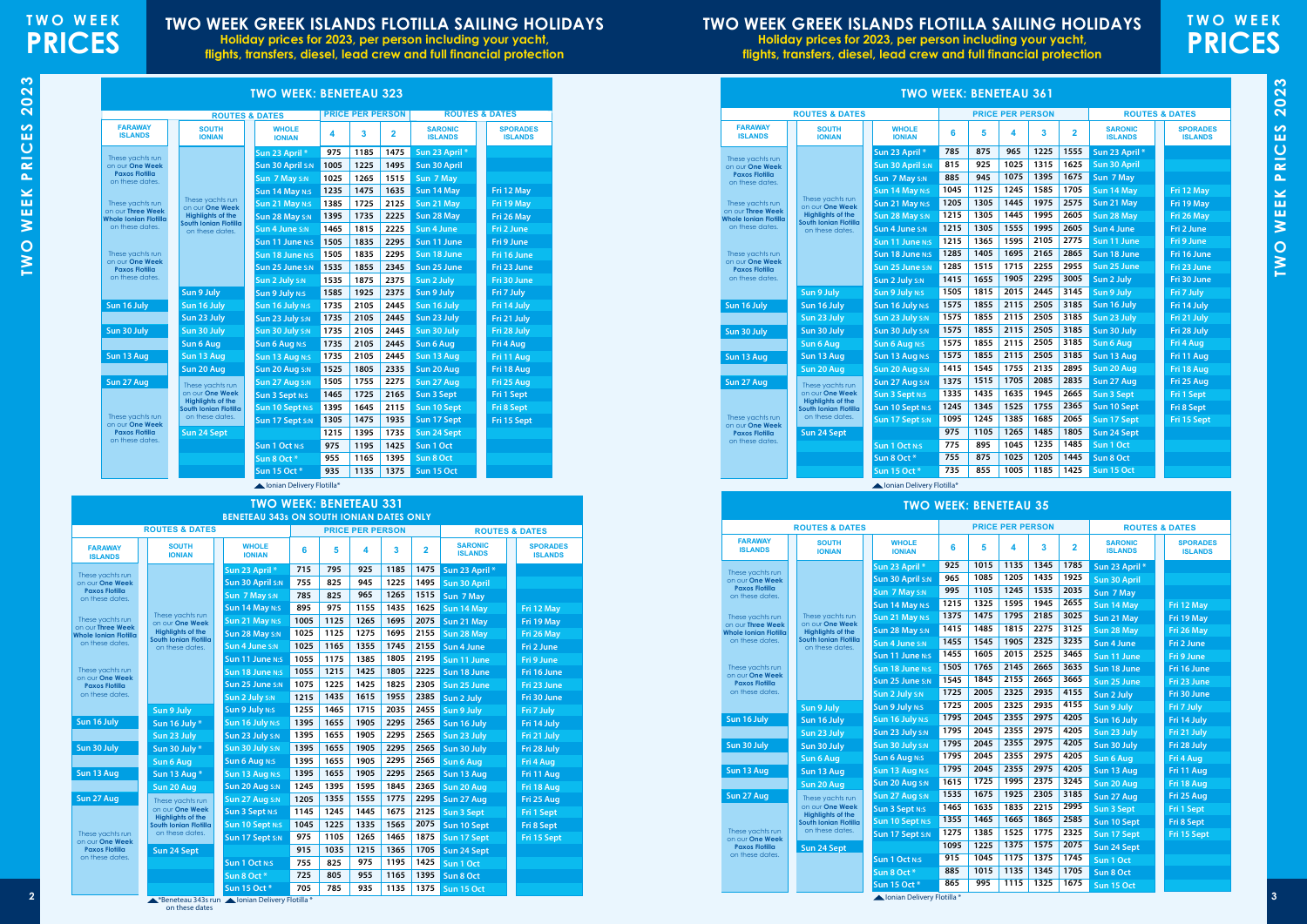# TWO WEEK PRICES

## TWO WEEK GREEK ISLANDS FLOTILLA SAILING HOLIDAYS

**Holiday prices for 2023, per person including your yacht, flights, transfers, diesel, lead crew and full financial protection**

### TWO WEEK: BENETEAU 323

| FARAWAY ISLANDS | SOUTH IONIAN | WHOLE IONIAN | 4 | 3 | 2 | SARONIC ISLANDS | SPORADES ISLANDS |
|---|---|---|---|---|---|---|---|
| These yachts run on our One Week Paxos Flotilla on these dates. | | Sun 23 April * | 975 | 1185 | 1475 | Sun 23 April * | |
| | | Sun 30 April S:N | 1005 | 1225 | 1495 | Sun 30 April | |
| | | Sun 7 May S:N | 1025 | 1265 | 1515 | Sun 7 May | |
| These yachts run on our Three Week Whole Ionian Flotilla on these dates. | These yachts run on our One Week Highlights of the South Ionian Flotilla on these dates. | Sun 14 May N:S | 1235 | 1475 | 1635 | Sun 14 May | Fri 12 May |
| | | Sun 21 May N:S | 1385 | 1725 | 2125 | Sun 21 May | Fri 19 May |
| | | Sun 28 May S:N | 1395 | 1735 | 2225 | Sun 28 May | Fri 26 May |
| | | Sun 4 June S:N | 1465 | 1815 | 2225 | Sun 4 June | Fri 2 June |
| These yachts run on our One Week Paxos Flotilla on these dates. | | Sun 11 June N:S | 1505 | 1835 | 2295 | Sun 11 June | Fri 9 June |
| | | Sun 18 June N:S | 1505 | 1835 | 2295 | Sun 18 June | Fri 16 June |
| | | Sun 25 June S:N | 1535 | 1855 | 2345 | Sun 25 June | Fri 23 June |
| | | Sun 2 July S:N | 1535 | 1875 | 2375 | Sun 2 July | Fri 30 June |
| | Sun 9 July | Sun 9 July N:S | 1585 | 1925 | 2375 | Sun 9 July | Fri 7 July |
| Sun 16 July | Sun 16 July | Sun 16 July N:S | 1735 | 2105 | 2445 | Sun 16 July | Fri 14 July |
| | Sun 23 July | Sun 23 July S:N | 1735 | 2105 | 2445 | Sun 23 July | Fri 21 July |
| Sun 30 July | Sun 30 July | Sun 30 July S:N | 1735 | 2105 | 2445 | Sun 30 July | Fri 28 July |
| | Sun 6 Aug | Sun 6 Aug N:S | 1735 | 2105 | 2445 | Sun 6 Aug | Fri 4 Aug |
| Sun 13 Aug | Sun 13 Aug | Sun 13 Aug N:S | 1735 | 2105 | 2445 | Sun 13 Aug | Fri 11 Aug |
| | Sun 20 Aug | Sun 20 Aug S:N | 1525 | 1805 | 2335 | Sun 20 Aug | Fri 18 Aug |
| Sun 27 Aug | These yachts run on our One Week Highlights of the South Ionian Flotilla on these dates. | Sun 27 Aug S:N | 1505 | 1755 | 2275 | Sun 27 Aug | Fri 25 Aug |
| | | Sun 3 Sept N:S | 1465 | 1725 | 2165 | Sun 3 Sept | Fri 1 Sept |
| These yachts run on our One Week Paxos Flotilla on these dates. | | Sun 10 Sept N:S | 1395 | 1645 | 2115 | Sun 10 Sept | Fri 8 Sept |
| | | Sun 17 Sept S:N | 1305 | 1475 | 1935 | Sun 17 Sept | Fri 15 Sept |
| | Sun 24 Sept | | 1215 | 1395 | 1735 | Sun 24 Sept | |
| | | Sun 1 Oct N:S | 975 | 1195 | 1425 | Sun 1 Oct | |
| | | Sun 8 Oct * | 955 | 1165 | 1395 | Sun 8 Oct | |
| | | Sun 15 Oct * | 935 | 1135 | 1375 | Sun 15 Oct | |

▲ Ionian Delivery Flotilla*

### TWO WEEK: BENETEAU 331
**BENETEAU 343s ON SOUTH IONIAN DATES ONLY**

| FARAWAY ISLANDS | SOUTH IONIAN | WHOLE IONIAN | 6 | 5 | 4 | 3 | 2 | SARONIC ISLANDS | SPORADES ISLANDS |
|---|---|---|---|---|---|---|---|---|---|
| These yachts run on our One Week Paxos Flotilla on these dates. | | Sun 23 April * | 715 | 795 | 925 | 1185 | 1475 | Sun 23 April * | |
| | | Sun 30 April S:N | 755 | 825 | 945 | 1225 | 1495 | Sun 30 April | |
| | | Sun 7 May S:N | 785 | 825 | 965 | 1265 | 1515 | Sun 7 May | |
| These yachts run on our Three Week Whole Ionian Flotilla on these dates. | These yachts run on our One Week Highlights of the South Ionian Flotilla on these dates. | Sun 14 May N:S | 895 | 975 | 1155 | 1435 | 1625 | Sun 14 May | Fri 12 May |
| | | Sun 21 May N:S | 1005 | 1125 | 1265 | 1695 | 2075 | Sun 21 May | Fri 19 May |
| | | Sun 28 May S:N | 1025 | 1125 | 1275 | 1695 | 2155 | Sun 28 May | Fri 26 May |
| | | Sun 4 June S:N | 1025 | 1165 | 1355 | 1745 | 2155 | Sun 4 June | Fri 2 June |
| These yachts run on our One Week Paxos Flotilla on these dates. | | Sun 11 June N:S | 1055 | 1175 | 1385 | 1805 | 2195 | Sun 11 June | Fri 9 June |
| | | Sun 18 June N:S | 1055 | 1215 | 1425 | 1805 | 2225 | Sun 18 June | Fri 16 June |
| | | Sun 25 June S:N | 1075 | 1225 | 1425 | 1825 | 2305 | Sun 25 June | Fri 23 June |
| | | Sun 2 July S:N | 1215 | 1435 | 1615 | 1955 | 2385 | Sun 2 July | Fri 30 June |
| | Sun 9 July | Sun 9 July N:S | 1255 | 1465 | 1715 | 2035 | 2455 | Sun 9 July | Fri 7 July |
| Sun 16 July | Sun 16 July * | Sun 16 July N:S | 1395 | 1655 | 1905 | 2295 | 2565 | Sun 16 July | Fri 14 July |
| | Sun 23 July | Sun 23 July S:N | 1395 | 1655 | 1905 | 2295 | 2565 | Sun 23 July | Fri 21 July |
| Sun 30 July | Sun 30 July * | Sun 30 July S:N | 1395 | 1655 | 1905 | 2295 | 2565 | Sun 30 July | Fri 28 July |
| | Sun 6 Aug | Sun 6 Aug N:S | 1395 | 1655 | 1905 | 2295 | 2565 | Sun 6 Aug | Fri 4 Aug |
| Sun 13 Aug | Sun 13 Aug * | Sun 13 Aug N:S | 1395 | 1655 | 1905 | 2295 | 2565 | Sun 13 Aug | Fri 11 Aug |
| | Sun 20 Aug | Sun 20 Aug S:N | 1245 | 1395 | 1595 | 1845 | 2365 | Sun 20 Aug | Fri 18 Aug |
| Sun 27 Aug | These yachts run on our One Week Highlights of the South Ionian Flotilla on these dates. | Sun 27 Aug S:N | 1205 | 1355 | 1555 | 1775 | 2295 | Sun 27 Aug | Fri 25 Aug |
| | | Sun 3 Sept N:S | 1145 | 1245 | 1445 | 1675 | 2125 | Sun 3 Sept | Fri 1 Sept |
| These yachts run on our One Week Paxos Flotilla on these dates. | | Sun 10 Sept N:S | 1045 | 1225 | 1335 | 1565 | 2075 | Sun 10 Sept | Fri 8 Sept |
| | | Sun 17 Sept S:N | 975 | 1105 | 1265 | 1465 | 1875 | Sun 17 Sept | Fri 15 Sept |
| | Sun 24 Sept | | 915 | 1035 | 1215 | 1365 | 1705 | Sun 24 Sept | |
| | | Sun 1 Oct N:S | 755 | 825 | 975 | 1195 | 1425 | Sun 1 Oct | |
| | | Sun 8 Oct * | 725 | 805 | 955 | 1165 | 1395 | Sun 8 Oct | |
| | | Sun 15 Oct * | 705 | 785 | 935 | 1135 | 1375 | Sun 15 Oct | |

▲ *Beneteau 343s run on these dates ▲ Ionian Delivery Flotilla *

### TWO WEEK: BENETEAU 361

| FARAWAY ISLANDS | SOUTH IONIAN | WHOLE IONIAN | 6 | 5 | 4 | 3 | 2 | SARONIC ISLANDS | SPORADES ISLANDS |
|---|---|---|---|---|---|---|---|---|---|
| These yachts run on our One Week Paxos Flotilla on these dates. | | Sun 23 April * | 785 | 875 | 965 | 1225 | 1555 | Sun 23 April * | |
| | | Sun 30 April S:N | 815 | 925 | 1025 | 1315 | 1625 | Sun 30 April | |
| | | Sun 7 May S:N | 885 | 945 | 1075 | 1395 | 1675 | Sun 7 May | |
| These yachts run on our Three Week Whole Ionian Flotilla on these dates. | These yachts run on our One Week Highlights of the South Ionian Flotilla on these dates. | Sun 14 May N:S | 1045 | 1125 | 1245 | 1585 | 1705 | Sun 14 May | Fri 12 May |
| | | Sun 21 May N:S | 1205 | 1305 | 1445 | 1975 | 2575 | Sun 21 May | Fri 19 May |
| | | Sun 28 May S:N | 1215 | 1305 | 1445 | 1995 | 2605 | Sun 28 May | Fri 26 May |
| | | Sun 4 June S:N | 1215 | 1305 | 1555 | 1995 | 2605 | Sun 4 June | Fri 2 June |
| These yachts run on our One Week Paxos Flotilla on these dates. | | Sun 11 June N:S | 1215 | 1365 | 1595 | 2105 | 2775 | Sun 11 June | Fri 9 June |
| | | Sun 18 June N:S | 1285 | 1405 | 1695 | 2165 | 2865 | Sun 18 June | Fri 16 June |
| | | Sun 25 June S:N | 1285 | 1515 | 1715 | 2255 | 2955 | Sun 25 June | Fri 23 June |
| | | Sun 2 July S:N | 1415 | 1655 | 1905 | 2295 | 3005 | Sun 2 July | Fri 30 June |
| | Sun 9 July | Sun 9 July N:S | 1505 | 1815 | 2015 | 2445 | 3145 | Sun 9 July | Fri 7 July |
| Sun 16 July | Sun 16 July | Sun 16 July N:S | 1575 | 1855 | 2115 | 2505 | 3185 | Sun 16 July | Fri 14 July |
| | Sun 23 July | Sun 23 July S:N | 1575 | 1855 | 2115 | 2505 | 3185 | Sun 23 July | Fri 21 July |
| Sun 30 July | Sun 30 July | Sun 30 July S:N | 1575 | 1855 | 2115 | 2505 | 3185 | Sun 30 July | Fri 28 July |
| | Sun 6 Aug | Sun 6 Aug N:S | 1575 | 1855 | 2115 | 2505 | 3185 | Sun 6 Aug | Fri 4 Aug |
| Sun 13 Aug | Sun 13 Aug | Sun 13 Aug N:S | 1575 | 1855 | 2115 | 2505 | 3185 | Sun 13 Aug | Fri 11 Aug |
| | Sun 20 Aug | Sun 20 Aug S:N | 1415 | 1545 | 1755 | 2135 | 2895 | Sun 20 Aug | Fri 18 Aug |
| Sun 27 Aug | These yachts run on our One Week Highlights of the South Ionian Flotilla on these dates. | Sun 27 Aug S:N | 1375 | 1515 | 1705 | 2085 | 2835 | Sun 27 Aug | Fri 25 Aug |
| | | Sun 3 Sept N:S | 1335 | 1435 | 1635 | 1945 | 2665 | Sun 3 Sept | Fri 1 Sept |
| These yachts run on our One Week Paxos Flotilla on these dates. | | Sun 10 Sept N:S | 1245 | 1345 | 1525 | 1755 | 2365 | Sun 10 Sept | Fri 8 Sept |
| | | Sun 17 Sept S:N | 1095 | 1245 | 1385 | 1685 | 2065 | Sun 17 Sept | Fri 15 Sept |
| | Sun 24 Sept | | 975 | 1105 | 1265 | 1485 | 1805 | Sun 24 Sept | |
| | | Sun 1 Oct N:S | 775 | 895 | 1045 | 1235 | 1485 | Sun 1 Oct | |
| | | Sun 8 Oct * | 755 | 875 | 1025 | 1205 | 1445 | Sun 8 Oct | |
| | | Sun 15 Oct * | 735 | 855 | 1005 | 1185 | 1425 | Sun 15 Oct | |

▲ Ionian Delivery Flotilla*

### TWO WEEK: BENETEAU 35

| FARAWAY ISLANDS | SOUTH IONIAN | WHOLE IONIAN | 6 | 5 | 4 | 3 | 2 | SARONIC ISLANDS | SPORADES ISLANDS |
|---|---|---|---|---|---|---|---|---|---|
| These yachts run on our One Week Paxos Flotilla on these dates. | | Sun 23 April * | 925 | 1015 | 1135 | 1345 | 1785 | Sun 23 April * | |
| | | Sun 30 April S:N | 965 | 1085 | 1205 | 1435 | 1925 | Sun 30 April | |
| | | Sun 7 May S:N | 995 | 1105 | 1245 | 1535 | 2035 | Sun 7 May | |
| These yachts run on our Three Week Whole Ionian Flotilla on these dates. | These yachts run on our One Week Highlights of the South Ionian Flotilla on these dates. | Sun 14 May N:S | 1215 | 1325 | 1595 | 1945 | 2655 | Sun 14 May | Fri 12 May |
| | | Sun 21 May N:S | 1375 | 1475 | 1795 | 2185 | 3025 | Sun 21 May | Fri 19 May |
| | | Sun 28 May S:N | 1415 | 1485 | 1815 | 2275 | 3125 | Sun 28 May | Fri 26 May |
| | | Sun 4 June S:N | 1455 | 1545 | 1905 | 2325 | 3235 | Sun 4 June | Fri 2 June |
| These yachts run on our One Week Paxos Flotilla on these dates. | | Sun 11 June N:S | 1455 | 1605 | 2015 | 2525 | 3465 | Sun 11 June | Fri 9 June |
| | | Sun 18 June N:S | 1505 | 1765 | 2145 | 2665 | 3635 | Sun 18 June | Fri 16 June |
| | | Sun 25 June S:N | 1545 | 1845 | 2155 | 2665 | 3665 | Sun 25 June | Fri 23 June |
| | | Sun 2 July S:N | 1725 | 2005 | 2325 | 2935 | 4155 | Sun 2 July | Fri 30 June |
| | Sun 9 July | Sun 9 July N:S | 1725 | 2005 | 2325 | 2935 | 4155 | Sun 9 July | Fri 7 July |
| Sun 16 July | Sun 16 July | Sun 16 July N:S | 1795 | 2045 | 2355 | 2975 | 4205 | Sun 16 July | Fri 14 July |
| | Sun 23 July | Sun 23 July S:N | 1795 | 2045 | 2355 | 2975 | 4205 | Sun 23 July | Fri 21 July |
| Sun 30 July | Sun 30 July | Sun 30 July S:N | 1795 | 2045 | 2355 | 2975 | 4205 | Sun 30 July | Fri 28 July |
| | Sun 6 Aug | Sun 6 Aug N:S | 1795 | 2045 | 2355 | 2975 | 4205 | Sun 6 Aug | Fri 4 Aug |
| Sun 13 Aug | Sun 13 Aug | Sun 13 Aug N:S | 1795 | 2045 | 2355 | 2975 | 4205 | Sun 13 Aug | Fri 11 Aug |
| | Sun 20 Aug | Sun 20 Aug S:N | 1615 | 1725 | 1995 | 2375 | 3245 | Sun 20 Aug | Fri 18 Aug |
| Sun 27 Aug | These yachts run on our One Week Highlights of the South Ionian Flotilla on these dates. | Sun 27 Aug S:N | 1535 | 1675 | 1925 | 2305 | 3185 | Sun 27 Aug | Fri 25 Aug |
| | | Sun 3 Sept N:S | 1465 | 1635 | 1835 | 2215 | 2995 | Sun 3 Sept | Fri 1 Sept |
| These yachts run on our One Week Paxos Flotilla on these dates. | | Sun 10 Sept N:S | 1355 | 1465 | 1665 | 1865 | 2585 | Sun 10 Sept | Fri 8 Sept |
| | | Sun 17 Sept S:N | 1275 | 1385 | 1525 | 1775 | 2325 | Sun 17 Sept | Fri 15 Sept |
| | Sun 24 Sept | | 1095 | 1225 | 1375 | 1575 | 2075 | Sun 24 Sept | |
| | | Sun 1 Oct N:S | 915 | 1045 | 1175 | 1375 | 1745 | Sun 1 Oct | |
| | | Sun 8 Oct * | 885 | 1015 | 1135 | 1345 | 1705 | Sun 8 Oct | |
| | | Sun 15 Oct * | 865 | 995 | 1115 | 1325 | 1675 | Sun 15 Oct | |

▲ Ionian Delivery Flotilla *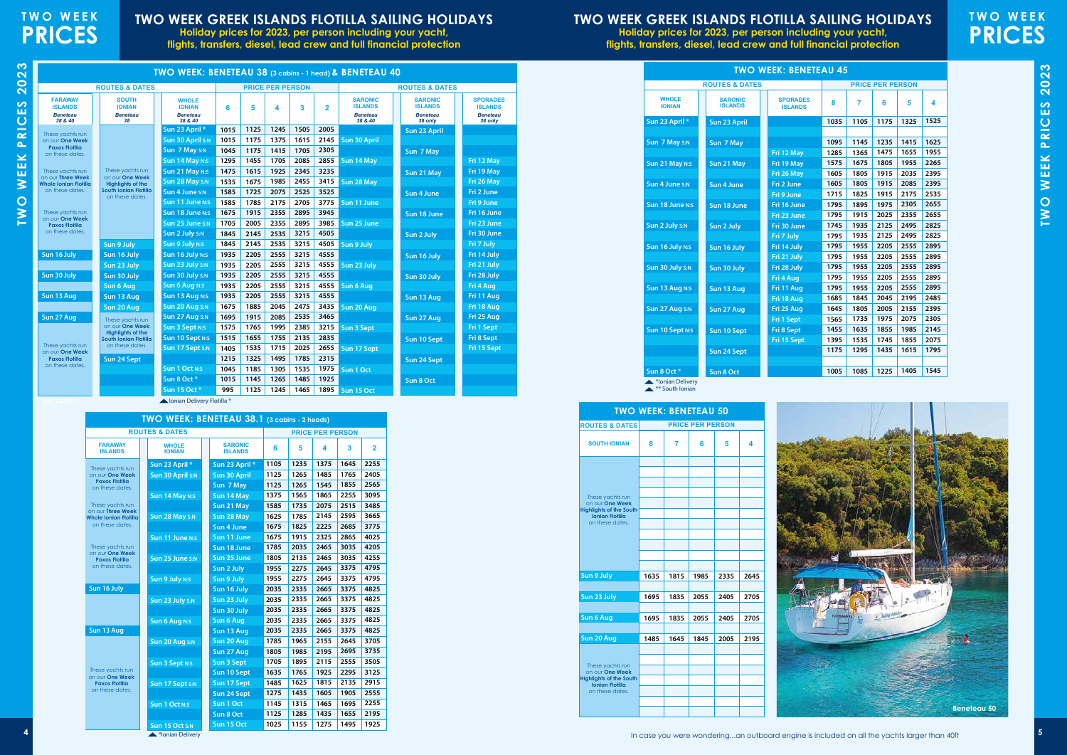# TWO WEEK PRICES

## TWO WEEK GREEK ISLANDS FLOTILLA SAILING HOLIDAYS

**Holiday prices for 2023, per person including your yacht, flights, transfers, diesel, lead crew and full financial protection**

### TWO WEEK: BENETEAU 38 (3 cabins - 1 head) & BENETEAU 40

| ROUTES & DATES | | | PRICE PER PERSON | | | | | ROUTES & DATES | | |
|---|---|---|---|---|---|---|---|---|---|---|
| FARAWAY ISLANDS *Beneteau 38 & 40* | SOUTH IONIAN *Beneteau 38* | WHOLE IONIAN *Beneteau 38 & 40* | 6 | 5 | 4 | 3 | 2 | SARONIC ISLANDS *Beneteau 38 & 40* | SARONIC ISLANDS *Beneteau 38 only* | SPORADES ISLANDS *Beneteau 38 only* |
| These yachts run on our **One Week Paxos Flotilla** on these dates. | These yachts run on our **One Week Highlights of the South Ionian Flotilla** on these dates. | Sun 23 April * | 1015 | 1125 | 1245 | 1505 | 2005 | | Sun 23 April | |
| | | Sun 30 April S:N | 1015 | 1175 | 1375 | 1615 | 2145 | Sun 30 April | | |
| | | Sun 7 May S:N | 1045 | 1175 | 1415 | 1705 | 2305 | | Sun 7 May | |
| These yachts run on our **Three Week Whole Ionian Flotilla** on these dates. | | Sun 14 May N:S | 1295 | 1455 | 1705 | 2085 | 2855 | Sun 14 May | | Fri 12 May |
| | | Sun 21 May N:S | 1475 | 1615 | 1925 | 2345 | 3235 | | Sun 21 May | Fri 19 May |
| | | Sun 28 May S:N | 1535 | 1675 | 1985 | 2455 | 3415 | Sun 28 May | | Fri 26 May |
| | | Sun 4 June S:N | 1585 | 1725 | 2075 | 2525 | 3525 | | Sun 4 June | Fri 2 June |
| These yachts run on our **One Week Paxos Flotilla** on these dates. | | Sun 11 June N:S | 1585 | 1785 | 2175 | 2705 | 3775 | Sun 11 June | | Fri 9 June |
| | | Sun 18 June N:S | 1675 | 1915 | 2355 | 2895 | 3945 | | Sun 18 June | Fri 16 June |
| | | Sun 25 June S:N | 1705 | 2005 | 2355 | 2895 | 3985 | Sun 25 June | | Fri 23 June |
| | | Sun 2 July S:N | 1845 | 2145 | 2535 | 3215 | 4505 | | Sun 2 July | Fri 30 June |
| | Sun 9 July | Sun 9 July N:S | 1845 | 2145 | 2535 | 3215 | 4505 | Sun 9 July | | Fri 7 July |
| Sun 16 July | Sun 16 July | Sun 16 July N:S | 1935 | 2205 | 2555 | 3215 | 4555 | | Sun 16 July | Fri 14 July |
| | Sun 23 July | Sun 23 July S:N | 1935 | 2205 | 2555 | 3215 | 4555 | Sun 23 July | | Fri 21 July |
| Sun 30 July | Sun 30 July | Sun 30 July S:N | 1935 | 2205 | 2555 | 3215 | 4555 | | Sun 30 July | Fri 28 July |
| | Sun 6 Aug | Sun 6 Aug N:S | 1935 | 2205 | 2555 | 3215 | 4555 | Sun 6 Aug | | Fri 4 Aug |
| Sun 13 Aug | Sun 13 Aug | Sun 13 Aug N:S | 1935 | 2205 | 2555 | 3215 | 4555 | | Sun 13 Aug | Fri 11 Aug |
| | Sun 20 Aug | Sun 20 Aug S:N | 1675 | 1885 | 2045 | 2475 | 3435 | Sun 20 Aug | | Fri 18 Aug |
| Sun 27 Aug | These yachts run on our **One Week Highlights of the South Ionian Flotilla** on these dates. | Sun 27 Aug S:N | 1695 | 1915 | 2085 | 2535 | 3465 | | Sun 27 Aug | Fri 25 Aug |
| | | Sun 3 Sept N:S | 1575 | 1765 | 1995 | 2385 | 3215 | Sun 3 Sept | | Fri 1 Sept |
| These yachts run on our **One Week Paxos Flotilla** on these dates. | | Sun 10 Sept N:S | 1515 | 1655 | 1755 | 2135 | 2835 | | Sun 10 Sept | Fri 8 Sept |
| | | Sun 17 Sept S:N | 1405 | 1535 | 1715 | 2025 | 2655 | Sun 17 Sept | | Fri 15 Sept |
| | Sun 24 Sept | | 1215 | 1325 | 1495 | 1785 | 2315 | | Sun 24 Sept | |
| | | Sun 1 Oct N:S | 1045 | 1185 | 1305 | 1535 | 1975 | Sun 1 Oct | | |
| | | Sun 8 Oct * | 1015 | 1145 | 1265 | 1485 | 1925 | | Sun 8 Oct | |
| | | Sun 15 Oct * | 995 | 1125 | 1245 | 1465 | 1895 | Sun 15 Oct | | |

Ionian Delivery Flotilla *

### TWO WEEK: BENETEAU 38.1 (3 cabins - 2 heads)

| ROUTES & DATES | | | PRICE PER PERSON | | | | |
|---|---|---|---|---|---|---|---|
| FARAWAY ISLANDS | WHOLE IONIAN | SARONIC ISLANDS | 6 | 5 | 4 | 3 | 2 |
| These yachts run on our **One Week Paxos Flotilla** on these dates. | Sun 23 April * | Sun 23 April * | 1105 | 1235 | 1375 | 1645 | 2255 |
| | Sun 30 April S:N | Sun 30 April | 1125 | 1265 | 1485 | 1765 | 2405 |
| | | Sun 7 May | 1125 | 1265 | 1545 | 1855 | 2565 |
| These yachts run on our **Three Week Whole Ionian Flotilla** on these dates. | Sun 14 May N:S | Sun 14 May | 1375 | 1565 | 1865 | 2255 | 3095 |
| | | Sun 21 May | 1585 | 1735 | 2075 | 2515 | 3485 |
| | Sun 28 May S:N | Sun 28 May | 1625 | 1785 | 2145 | 2595 | 3665 |
| | | Sun 4 June | 1675 | 1825 | 2225 | 2685 | 3775 |
| These yachts run on our **One Week Paxos Flotilla** on these dates. | Sun 11 June N:S | Sun 11 June | 1675 | 1915 | 2325 | 2865 | 4025 |
| | | Sun 18 June | 1785 | 2035 | 2465 | 3035 | 4205 |
| | Sun 25 June S:N | Sun 25 June | 1805 | 2135 | 2465 | 3035 | 4255 |
| | | Sun 2 July | 1955 | 2275 | 2645 | 3375 | 4795 |
| | Sun 9 July N:S | Sun 9 July | 1955 | 2275 | 2645 | 3375 | 4795 |
| Sun 16 July | | Sun 16 July | 2035 | 2335 | 2665 | 3375 | 4825 |
| | Sun 23 July S:N | Sun 23 July | 2035 | 2335 | 2665 | 3375 | 4825 |
| | | Sun 30 July | 2035 | 2335 | 2665 | 3375 | 4825 |
| | Sun 6 Aug N:S | Sun 6 Aug | 2035 | 2335 | 2665 | 3375 | 4825 |
| Sun 13 Aug | | Sun 13 Aug | 2035 | 2335 | 2665 | 3375 | 4825 |
| | Sun 20 Aug S:N | Sun 20 Aug | 1785 | 1965 | 2155 | 2645 | 3705 |
| | | Sun 27 Aug | 1805 | 1985 | 2195 | 2695 | 3735 |
| These yachts run on our **One Week Paxos Flotilla** on these dates. | Sun 3 Sept N:S | Sun 3 Sept | 1705 | 1895 | 2115 | 2555 | 3505 |
| | | Sun 10 Sept | 1635 | 1765 | 1925 | 2295 | 3125 |
| | Sun 17 Sept S:N | Sun 17 Sept | 1485 | 1625 | 1815 | 2135 | 2915 |
| | | Sun 24 Sept | 1275 | 1435 | 1605 | 1905 | 2555 |
| | Sun 1 Oct N:S | Sun 1 Oct | 1145 | 1315 | 1465 | 1695 | 2255 |
| | | Sun 8 Oct | 1125 | 1285 | 1435 | 1655 | 2195 |
| | Sun 15 Oct S:N | Sun 15 Oct | 1025 | 1155 | 1275 | 1495 | 1925 |

*Ionian Delivery

### TWO WEEK: BENETEAU 45

| ROUTES & DATES | | | PRICE PER PERSON | | | | |
|---|---|---|---|---|---|---|---|
| WHOLE IONIAN | SARONIC ISLANDS | SPORADES ISLANDS | 8 | 7 | 6 | 5 | 4 |
| Sun 23 April * | Sun 23 April | | 1035 | 1105 | 1175 | 1325 | 1525 |
| | | | | | | | |
| Sun 7 May S:N | Sun 7 May | | 1095 | 1145 | 1235 | 1415 | 1625 |
| | | Fri 12 May | 1285 | 1365 | 1475 | 1655 | 1955 |
| Sun 21 May N:S | Sun 21 May | Fri 19 May | 1575 | 1675 | 1805 | 1955 | 2265 |
| | | Fri 26 May | 1605 | 1805 | 1915 | 2035 | 2395 |
| Sun 4 June S:N | Sun 4 June | Fri 2 June | 1605 | 1805 | 1915 | 2085 | 2395 |
| | | Fri 9 June | 1715 | 1825 | 1915 | 2175 | 2535 |
| Sun 18 June N:S | Sun 18 June | Fri 16 June | 1795 | 1895 | 1975 | 2305 | 2655 |
| | | Fri 23 June | 1795 | 1915 | 2025 | 2355 | 2655 |
| Sun 2 July S:N | Sun 2 July | Fri 30 June | 1745 | 1935 | 2125 | 2495 | 2825 |
| | | Fri 7 July | 1795 | 1935 | 2125 | 2495 | 2825 |
| Sun 16 July N:S | Sun 16 July | Fri 14 July | 1795 | 1955 | 2205 | 2555 | 2895 |
| | | Fri 21 July | 1795 | 1955 | 2205 | 2555 | 2895 |
| Sun 30 July S:N | Sun 30 July | Fri 28 July | 1795 | 1955 | 2205 | 2555 | 2895 |
| | | Fri 4 Aug | 1795 | 1955 | 2205 | 2555 | 2895 |
| Sun 13 Aug N:S | Sun 13 Aug | Fri 11 Aug | 1795 | 1955 | 2205 | 2555 | 2895 |
| | | Fri 18 Aug | 1685 | 1845 | 2045 | 2195 | 2485 |
| Sun 27 Aug S:N | Sun 27 Aug | Fri 25 Aug | 1645 | 1805 | 2005 | 2155 | 2395 |
| | | Fri 1 Sept | 1565 | 1735 | 1975 | 2075 | 2305 |
| Sun 10 Sept N:S | Sun 10 Sept | Fri 8 Sept | 1455 | 1635 | 1855 | 1985 | 2145 |
| | | Fri 15 Sept | 1395 | 1535 | 1745 | 1855 | 2075 |
| | Sun 24 Sept | | 1175 | 1295 | 1435 | 1615 | 1795 |
| | | | | | | | |
| Sun 8 Oct * | Sun 8 Oct | | 1005 | 1085 | 1225 | 1405 | 1545 |

*Ionian Delivery
** South Ionian

### TWO WEEK: BENETEAU 50

| ROUTES & DATES | PRICE PER PERSON | | | | |
|---|---|---|---|---|---|
| SOUTH IONIAN | 8 | 7 | 6 | 5 | 4 |
| These yachts run on our **One Week Highlights of the South Ionian Flotilla** on these dates. | | | | | |
| Sun 9 July | 1635 | 1815 | 1985 | 2335 | 2645 |
| Sun 23 July | 1695 | 1835 | 2055 | 2405 | 2705 |
| Sun 6 Aug | 1695 | 1835 | 2055 | 2405 | 2705 |
| Sun 20 Aug | 1485 | 1645 | 1845 | 2005 | 2195 |
| These yachts run on our **One Week Highlights of the South Ionian Flotilla** on these dates. | | | | | |

Beneteau 50

In case you were wondering...an outboard engine is included on all the yachts larger than 40ft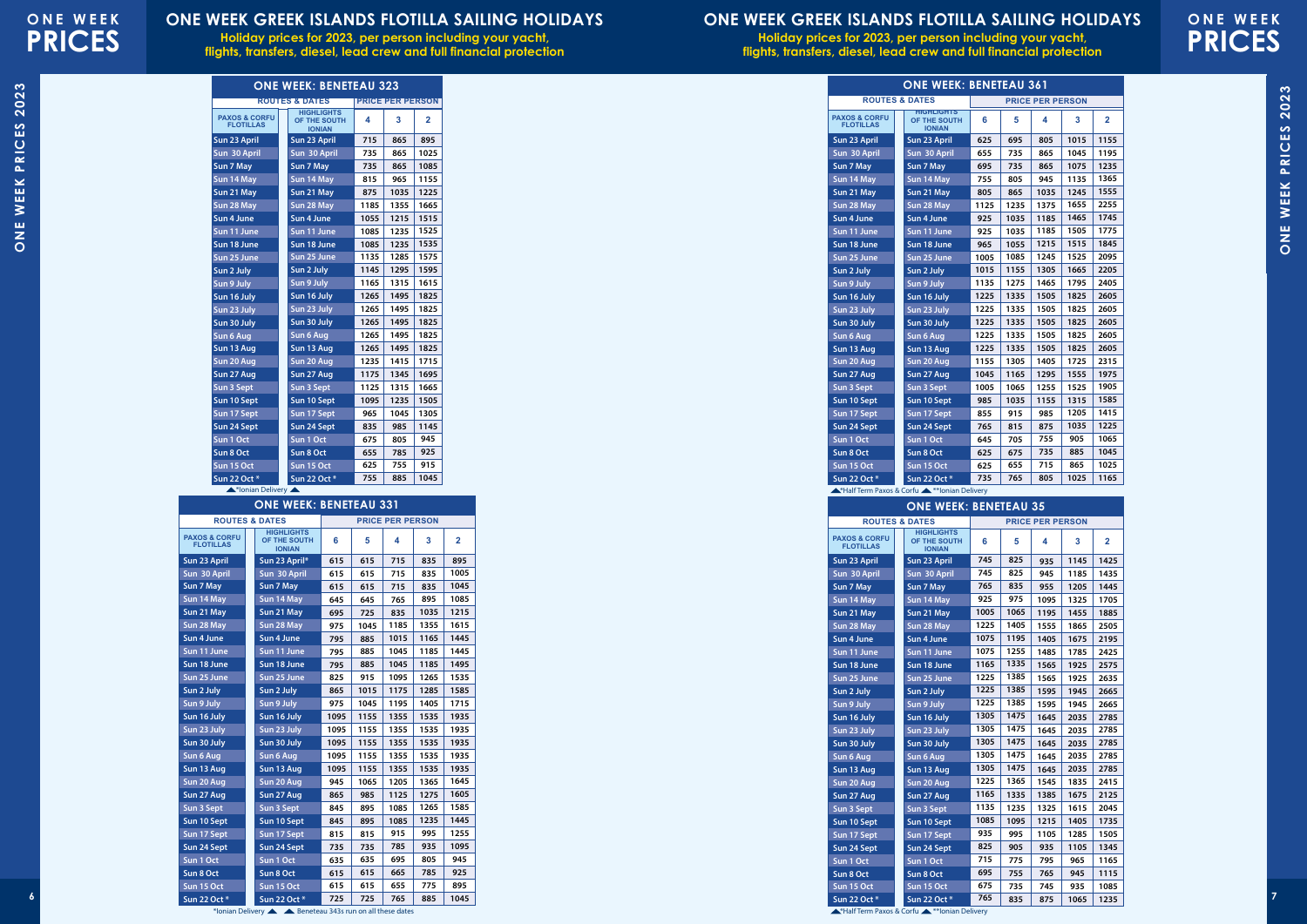# ONE WEEK PRICES

## ONE WEEK GREEK ISLANDS FLOTILLA SAILING HOLIDAYS

**Holiday prices for 2023, per person including your yacht, flights, transfers, diesel, lead crew and full financial protection**

### ONE WEEK: BENETEAU 323

| ROUTES & DATES | | PRICE PER PERSON | | |
|---|---|---|---|---|
| PAXOS & CORFU FLOTILLAS | HIGHLIGHTS OF THE SOUTH IONIAN | 4 | 3 | 2 |
| Sun 23 April | Sun 23 April | 715 | 865 | 895 |
| Sun 30 April | Sun 30 April | 735 | 865 | 1025 |
| Sun 7 May | Sun 7 May | 735 | 865 | 1085 |
| Sun 14 May | Sun 14 May | 815 | 965 | 1155 |
| Sun 21 May | Sun 21 May | 875 | 1035 | 1225 |
| Sun 28 May | Sun 28 May | 1185 | 1355 | 1665 |
| Sun 4 June | Sun 4 June | 1055 | 1215 | 1515 |
| Sun 11 June | Sun 11 June | 1085 | 1235 | 1525 |
| Sun 18 June | Sun 18 June | 1085 | 1235 | 1535 |
| Sun 25 June | Sun 25 June | 1135 | 1285 | 1575 |
| Sun 2 July | Sun 2 July | 1145 | 1295 | 1595 |
| Sun 9 July | Sun 9 July | 1165 | 1315 | 1615 |
| Sun 16 July | Sun 16 July | 1265 | 1495 | 1825 |
| Sun 23 July | Sun 23 July | 1265 | 1495 | 1825 |
| Sun 30 July | Sun 30 July | 1265 | 1495 | 1825 |
| Sun 6 Aug | Sun 6 Aug | 1265 | 1495 | 1825 |
| Sun 13 Aug | Sun 13 Aug | 1265 | 1495 | 1825 |
| Sun 20 Aug | Sun 20 Aug | 1235 | 1415 | 1715 |
| Sun 27 Aug | Sun 27 Aug | 1175 | 1345 | 1695 |
| Sun 3 Sept | Sun 3 Sept | 1125 | 1315 | 1665 |
| Sun 10 Sept | Sun 10 Sept | 1095 | 1235 | 1505 |
| Sun 17 Sept | Sun 17 Sept | 965 | 1045 | 1305 |
| Sun 24 Sept | Sun 24 Sept | 835 | 985 | 1145 |
| Sun 1 Oct | Sun 1 Oct | 675 | 805 | 945 |
| Sun 8 Oct | Sun 8 Oct | 655 | 785 | 925 |
| Sun 15 Oct | Sun 15 Oct | 625 | 755 | 915 |
| Sun 22 Oct * | Sun 22 Oct * | 755 | 885 | 1045 |

*Ionian Delivery

### ONE WEEK: BENETEAU 331

| ROUTES & DATES | | PRICE PER PERSON | | | | |
|---|---|---|---|---|---|---|
| PAXOS & CORFU FLOTILLAS | HIGHLIGHTS OF THE SOUTH IONIAN | 6 | 5 | 4 | 3 | 2 |
| Sun 23 April | Sun 23 April* | 615 | 615 | 715 | 835 | 895 |
| Sun 30 April | Sun 30 April | 615 | 615 | 715 | 835 | 1005 |
| Sun 7 May | Sun 7 May | 615 | 615 | 715 | 835 | 1045 |
| Sun 14 May | Sun 14 May | 645 | 645 | 765 | 895 | 1085 |
| Sun 21 May | Sun 21 May | 695 | 725 | 835 | 1035 | 1215 |
| Sun 28 May | Sun 28 May | 975 | 1045 | 1185 | 1355 | 1615 |
| Sun 4 June | Sun 4 June | 795 | 885 | 1015 | 1165 | 1445 |
| Sun 11 June | Sun 11 June | 795 | 885 | 1045 | 1185 | 1445 |
| Sun 18 June | Sun 18 June | 795 | 885 | 1045 | 1185 | 1495 |
| Sun 25 June | Sun 25 June | 825 | 915 | 1095 | 1265 | 1535 |
| Sun 2 July | Sun 2 July | 865 | 1015 | 1175 | 1285 | 1585 |
| Sun 9 July | Sun 9 July | 975 | 1045 | 1195 | 1405 | 1715 |
| Sun 16 July | Sun 16 July | 1095 | 1155 | 1355 | 1535 | 1935 |
| Sun 23 July | Sun 23 July | 1095 | 1155 | 1355 | 1535 | 1935 |
| Sun 30 July | Sun 30 July | 1095 | 1155 | 1355 | 1535 | 1935 |
| Sun 6 Aug | Sun 6 Aug | 1095 | 1155 | 1355 | 1535 | 1935 |
| Sun 13 Aug | Sun 13 Aug | 1095 | 1155 | 1355 | 1535 | 1935 |
| Sun 20 Aug | Sun 20 Aug | 945 | 1065 | 1205 | 1365 | 1645 |
| Sun 27 Aug | Sun 27 Aug | 865 | 985 | 1125 | 1275 | 1605 |
| Sun 3 Sept | Sun 3 Sept | 845 | 895 | 1085 | 1265 | 1585 |
| Sun 10 Sept | Sun 10 Sept | 845 | 895 | 1085 | 1235 | 1445 |
| Sun 17 Sept | Sun 17 Sept | 815 | 815 | 915 | 995 | 1255 |
| Sun 24 Sept | Sun 24 Sept | 735 | 735 | 785 | 935 | 1095 |
| Sun 1 Oct | Sun 1 Oct | 635 | 635 | 695 | 805 | 945 |
| Sun 8 Oct | Sun 8 Oct | 615 | 615 | 665 | 785 | 925 |
| Sun 15 Oct | Sun 15 Oct | 615 | 615 | 655 | 775 | 895 |
| Sun 22 Oct * | Sun 22 Oct * | 725 | 725 | 765 | 885 | 1045 |

*Ionian Delivery — Beneteau 343s run on all these dates

### ONE WEEK: BENETEAU 361

| ROUTES & DATES | | PRICE PER PERSON | | | | |
|---|---|---|---|---|---|---|
| PAXOS & CORFU FLOTILLAS | HIGHLIGHTS OF THE SOUTH IONIAN | 6 | 5 | 4 | 3 | 2 |
| Sun 23 April | Sun 23 April | 625 | 695 | 805 | 1015 | 1155 |
| Sun 30 April | Sun 30 April | 655 | 735 | 865 | 1045 | 1195 |
| Sun 7 May | Sun 7 May | 695 | 735 | 865 | 1075 | 1235 |
| Sun 14 May | Sun 14 May | 755 | 805 | 945 | 1135 | 1365 |
| Sun 21 May | Sun 21 May | 805 | 865 | 1035 | 1245 | 1555 |
| Sun 28 May | Sun 28 May | 1125 | 1235 | 1375 | 1655 | 2255 |
| Sun 4 June | Sun 4 June | 925 | 1035 | 1185 | 1465 | 1745 |
| Sun 11 June | Sun 11 June | 925 | 1035 | 1185 | 1505 | 1775 |
| Sun 18 June | Sun 18 June | 965 | 1055 | 1215 | 1515 | 1845 |
| Sun 25 June | Sun 25 June | 1005 | 1085 | 1245 | 1525 | 2095 |
| Sun 2 July | Sun 2 July | 1015 | 1155 | 1305 | 1665 | 2205 |
| Sun 9 July | Sun 9 July | 1135 | 1275 | 1465 | 1795 | 2405 |
| Sun 16 July | Sun 16 July | 1225 | 1335 | 1505 | 1825 | 2605 |
| Sun 23 July | Sun 23 July | 1225 | 1335 | 1505 | 1825 | 2605 |
| Sun 30 July | Sun 30 July | 1225 | 1335 | 1505 | 1825 | 2605 |
| Sun 6 Aug | Sun 6 Aug | 1225 | 1335 | 1505 | 1825 | 2605 |
| Sun 13 Aug | Sun 13 Aug | 1225 | 1335 | 1505 | 1825 | 2605 |
| Sun 20 Aug | Sun 20 Aug | 1155 | 1305 | 1405 | 1725 | 2315 |
| Sun 27 Aug | Sun 27 Aug | 1045 | 1165 | 1295 | 1555 | 1975 |
| Sun 3 Sept | Sun 3 Sept | 1005 | 1065 | 1255 | 1525 | 1905 |
| Sun 10 Sept | Sun 10 Sept | 985 | 1035 | 1155 | 1315 | 1585 |
| Sun 17 Sept | Sun 17 Sept | 855 | 915 | 985 | 1205 | 1415 |
| Sun 24 Sept | Sun 24 Sept | 765 | 815 | 875 | 1035 | 1225 |
| Sun 1 Oct | Sun 1 Oct | 645 | 705 | 755 | 905 | 1065 |
| Sun 8 Oct | Sun 8 Oct | 625 | 675 | 735 | 885 | 1045 |
| Sun 15 Oct | Sun 15 Oct | 625 | 655 | 715 | 865 | 1025 |
| Sun 22 Oct * | Sun 22 Oct * | 735 | 765 | 805 | 1025 | 1165 |

*Half Term Paxos & Corfu — **Ionian Delivery

### ONE WEEK: BENETEAU 35

| ROUTES & DATES | | PRICE PER PERSON | | | | |
|---|---|---|---|---|---|---|
| PAXOS & CORFU FLOTILLAS | HIGHLIGHTS OF THE SOUTH IONIAN | 6 | 5 | 4 | 3 | 2 |
| Sun 23 April | Sun 23 April | 745 | 825 | 935 | 1145 | 1425 |
| Sun 30 April | Sun 30 April | 745 | 825 | 945 | 1185 | 1435 |
| Sun 7 May | Sun 7 May | 765 | 835 | 955 | 1205 | 1445 |
| Sun 14 May | Sun 14 May | 925 | 975 | 1095 | 1325 | 1705 |
| Sun 21 May | Sun 21 May | 1005 | 1065 | 1195 | 1455 | 1885 |
| Sun 28 May | Sun 28 May | 1225 | 1405 | 1555 | 1865 | 2505 |
| Sun 4 June | Sun 4 June | 1075 | 1195 | 1405 | 1675 | 2195 |
| Sun 11 June | Sun 11 June | 1075 | 1255 | 1485 | 1785 | 2425 |
| Sun 18 June | Sun 18 June | 1165 | 1335 | 1565 | 1925 | 2575 |
| Sun 25 June | Sun 25 June | 1225 | 1385 | 1565 | 1925 | 2635 |
| Sun 2 July | Sun 2 July | 1225 | 1385 | 1595 | 1945 | 2665 |
| Sun 9 July | Sun 9 July | 1225 | 1385 | 1595 | 1945 | 2665 |
| Sun 16 July | Sun 16 July | 1305 | 1475 | 1645 | 2035 | 2785 |
| Sun 23 July | Sun 23 July | 1305 | 1475 | 1645 | 2035 | 2785 |
| Sun 30 July | Sun 30 July | 1305 | 1475 | 1645 | 2035 | 2785 |
| Sun 6 Aug | Sun 6 Aug | 1305 | 1475 | 1645 | 2035 | 2785 |
| Sun 13 Aug | Sun 13 Aug | 1305 | 1475 | 1645 | 2035 | 2785 |
| Sun 20 Aug | Sun 20 Aug | 1225 | 1365 | 1545 | 1835 | 2415 |
| Sun 27 Aug | Sun 27 Aug | 1165 | 1335 | 1385 | 1675 | 2125 |
| Sun 3 Sept | Sun 3 Sept | 1135 | 1235 | 1325 | 1615 | 2045 |
| Sun 10 Sept | Sun 10 Sept | 1085 | 1095 | 1215 | 1405 | 1735 |
| Sun 17 Sept | Sun 17 Sept | 935 | 995 | 1105 | 1285 | 1505 |
| Sun 24 Sept | Sun 24 Sept | 825 | 905 | 935 | 1105 | 1345 |
| Sun 1 Oct | Sun 1 Oct | 715 | 775 | 795 | 965 | 1165 |
| Sun 8 Oct | Sun 8 Oct | 695 | 755 | 765 | 945 | 1115 |
| Sun 15 Oct | Sun 15 Oct | 675 | 735 | 745 | 935 | 1085 |
| Sun 22 Oct * | Sun 22 Oct * | 765 | 835 | 875 | 1065 | 1235 |

*Half Term Paxos & Corfu — **Ionian Delivery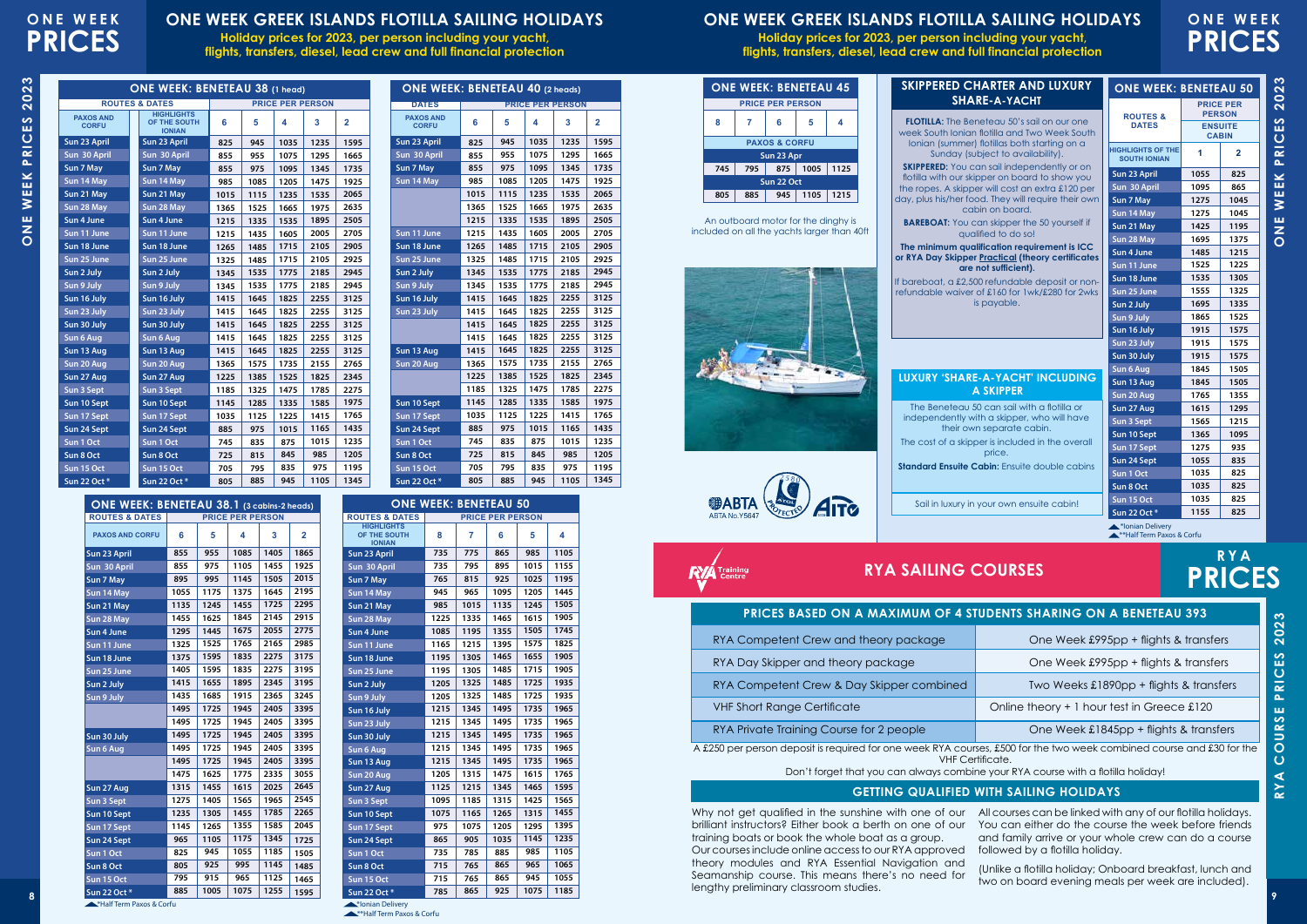# ONE WEEK PRICES

## ONE WEEK GREEK ISLANDS FLOTILLA SAILING HOLIDAYS

**Holiday prices for 2023, per person including your yacht, flights, transfers, diesel, lead crew and full financial protection**

### ONE WEEK: BENETEAU 38 (1 head)

| ROUTES & DATES | | PRICE PER PERSON | | | | |
|---|---|---|---|---|---|---|
| PAXOS AND CORFU | HIGHLIGHTS OF THE SOUTH IONIAN | 6 | 5 | 4 | 3 | 2 |
| Sun 23 April | Sun 23 April | 825 | 945 | 1035 | 1235 | 1595 |
| Sun 30 April | Sun 30 April | 855 | 955 | 1075 | 1295 | 1665 |
| Sun 7 May | Sun 7 May | 855 | 975 | 1095 | 1345 | 1735 |
| Sun 14 May | Sun 14 May | 985 | 1085 | 1205 | 1475 | 1925 |
| Sun 21 May | Sun 21 May | 1015 | 1115 | 1235 | 1535 | 2065 |
| Sun 28 May | Sun 28 May | 1365 | 1525 | 1665 | 1975 | 2635 |
| Sun 4 June | Sun 4 June | 1215 | 1335 | 1535 | 1895 | 2505 |
| Sun 11 June | Sun 11 June | 1215 | 1435 | 1605 | 2005 | 2705 |
| Sun 18 June | Sun 18 June | 1265 | 1485 | 1715 | 2105 | 2905 |
| Sun 25 June | Sun 25 June | 1325 | 1485 | 1715 | 2105 | 2925 |
| Sun 2 July | Sun 2 July | 1345 | 1535 | 1775 | 2185 | 2945 |
| Sun 9 July | Sun 9 July | 1345 | 1535 | 1775 | 2185 | 2945 |
| Sun 16 July | Sun 16 July | 1415 | 1645 | 1825 | 2255 | 3125 |
| Sun 23 July | Sun 23 July | 1415 | 1645 | 1825 | 2255 | 3125 |
| Sun 30 July | Sun 30 July | 1415 | 1645 | 1825 | 2255 | 3125 |
| Sun 6 Aug | Sun 6 Aug | 1415 | 1645 | 1825 | 2255 | 3125 |
| Sun 13 Aug | Sun 13 Aug | 1415 | 1645 | 1825 | 2255 | 3125 |
| Sun 20 Aug | Sun 20 Aug | 1365 | 1575 | 1735 | 2155 | 2765 |
| Sun 27 Aug | Sun 27 Aug | 1225 | 1385 | 1525 | 1825 | 2345 |
| Sun 3 Sept | Sun 3 Sept | 1185 | 1325 | 1475 | 1785 | 2275 |
| Sun 10 Sept | Sun 10 Sept | 1145 | 1285 | 1335 | 1585 | 1975 |
| Sun 17 Sept | Sun 17 Sept | 1035 | 1125 | 1225 | 1415 | 1765 |
| Sun 24 Sept | Sun 24 Sept | 885 | 975 | 1015 | 1165 | 1435 |
| Sun 1 Oct | Sun 1 Oct | 745 | 835 | 875 | 1015 | 1235 |
| Sun 8 Oct | Sun 8 Oct | 725 | 815 | 845 | 985 | 1205 |
| Sun 15 Oct | Sun 15 Oct | 705 | 795 | 835 | 975 | 1195 |
| Sun 22 Oct * | Sun 22 Oct * | 805 | 885 | 945 | 1105 | 1345 |

### ONE WEEK: BENETEAU 40 (2 heads)

| DATES | PRICE PER PERSON | | | | |
|---|---|---|---|---|---|
| PAXOS AND CORFU | 6 | 5 | 4 | 3 | 2 |
| Sun 23 April | 825 | 945 | 1035 | 1235 | 1595 |
| Sun 30 April | 855 | 955 | 1075 | 1295 | 1665 |
| Sun 7 May | 855 | 975 | 1095 | 1345 | 1735 |
| Sun 14 May | 985 | 1085 | 1205 | 1475 | 1925 |
| | 1015 | 1115 | 1235 | 1535 | 2065 |
| | 1365 | 1525 | 1665 | 1975 | 2635 |
| | 1215 | 1335 | 1535 | 1895 | 2505 |
| Sun 11 June | 1215 | 1435 | 1605 | 2005 | 2705 |
| Sun 18 June | 1265 | 1485 | 1715 | 2105 | 2905 |
| Sun 25 June | 1325 | 1485 | 1715 | 2105 | 2925 |
| Sun 2 July | 1345 | 1535 | 1775 | 2185 | 2945 |
| Sun 9 July | 1345 | 1535 | 1775 | 2185 | 2945 |
| Sun 16 July | 1415 | 1645 | 1825 | 2255 | 3125 |
| Sun 23 July | 1415 | 1645 | 1825 | 2255 | 3125 |
| | 1415 | 1645 | 1825 | 2255 | 3125 |
| | 1415 | 1645 | 1825 | 2255 | 3125 |
| Sun 13 Aug | 1415 | 1645 | 1825 | 2255 | 3125 |
| Sun 20 Aug | 1365 | 1575 | 1735 | 2155 | 2765 |
| | 1225 | 1385 | 1525 | 1825 | 2345 |
| | 1185 | 1325 | 1475 | 1785 | 2275 |
| Sun 10 Sept | 1145 | 1285 | 1335 | 1585 | 1975 |
| Sun 17 Sept | 1035 | 1125 | 1225 | 1415 | 1765 |
| Sun 24 Sept | 885 | 975 | 1015 | 1165 | 1435 |
| Sun 1 Oct | 745 | 835 | 875 | 1015 | 1235 |
| Sun 8 Oct | 725 | 815 | 845 | 985 | 1205 |
| Sun 15 Oct | 705 | 795 | 835 | 975 | 1195 |
| Sun 22 Oct * | 805 | 885 | 945 | 1105 | 1345 |

### ONE WEEK: BENETEAU 38.1 (3 cabins-2 heads)

| ROUTES & DATES | PRICE PER PERSON | | | | |
|---|---|---|---|---|---|
| PAXOS AND CORFU | 6 | 5 | 4 | 3 | 2 |
| Sun 23 April | 855 | 955 | 1085 | 1405 | 1865 |
| Sun 30 April | 855 | 975 | 1105 | 1455 | 1925 |
| Sun 7 May | 895 | 995 | 1145 | 1505 | 2015 |
| Sun 14 May | 1055 | 1175 | 1375 | 1645 | 2195 |
| Sun 21 May | 1135 | 1245 | 1455 | 1725 | 2295 |
| Sun 28 May | 1455 | 1625 | 1845 | 2145 | 2915 |
| Sun 4 June | 1295 | 1445 | 1675 | 2055 | 2775 |
| Sun 11 June | 1325 | 1525 | 1765 | 2165 | 2985 |
| Sun 18 June | 1375 | 1595 | 1835 | 2275 | 3175 |
| Sun 25 June | 1405 | 1595 | 1835 | 2275 | 3195 |
| Sun 2 July | 1415 | 1655 | 1895 | 2345 | 3195 |
| Sun 9 July | 1435 | 1685 | 1915 | 2365 | 3245 |
| | 1495 | 1725 | 1945 | 2405 | 3395 |
| | 1495 | 1725 | 1945 | 2405 | 3395 |
| Sun 30 July | 1495 | 1725 | 1945 | 2405 | 3395 |
| Sun 6 Aug | 1495 | 1725 | 1945 | 2405 | 3395 |
| | 1495 | 1725 | 1945 | 2405 | 3395 |
| | 1475 | 1625 | 1775 | 2335 | 3055 |
| Sun 27 Aug | 1315 | 1455 | 1615 | 2025 | 2645 |
| Sun 3 Sept | 1275 | 1405 | 1565 | 1965 | 2545 |
| Sun 10 Sept | 1235 | 1305 | 1455 | 1785 | 2265 |
| Sun 17 Sept | 1145 | 1265 | 1355 | 1585 | 2045 |
| Sun 24 Sept | 965 | 1105 | 1175 | 1435 | 1725 |
| Sun 1 Oct | 825 | 945 | 1055 | 1185 | 1505 |
| Sun 8 Oct | 805 | 925 | 995 | 1145 | 1485 |
| Sun 15 Oct | 795 | 915 | 965 | 1125 | 1465 |
| Sun 22 Oct * | 885 | 1005 | 1075 | 1255 | 1595 |

*Half Term Paxos & Corfu

### ONE WEEK: BENETEAU 50

| ROUTES & DATES | PRICE PER PERSON | | | | |
|---|---|---|---|---|---|
| HIGHLIGHTS OF THE SOUTH IONIAN | 8 | 7 | 6 | 5 | 4 |
| Sun 23 April | 735 | 775 | 865 | 985 | 1105 |
| Sun 30 April | 735 | 795 | 895 | 1015 | 1155 |
| Sun 7 May | 765 | 815 | 925 | 1025 | 1195 |
| Sun 14 May | 945 | 965 | 1095 | 1205 | 1445 |
| Sun 21 May | 985 | 1015 | 1135 | 1245 | 1505 |
| Sun 28 May | 1225 | 1345 | 1465 | 1615 | 1905 |
| Sun 4 June | 1085 | 1195 | 1355 | 1505 | 1745 |
| Sun 11 June | 1165 | 1215 | 1395 | 1575 | 1825 |
| Sun 18 June | 1195 | 1305 | 1465 | 1655 | 1905 |
| Sun 25 June | 1195 | 1305 | 1485 | 1715 | 1905 |
| Sun 2 July | 1205 | 1325 | 1485 | 1725 | 1935 |
| Sun 9 July | 1205 | 1325 | 1485 | 1725 | 1935 |
| Sun 16 July | 1215 | 1345 | 1495 | 1735 | 1965 |
| Sun 23 July | 1215 | 1345 | 1495 | 1735 | 1965 |
| Sun 30 July | 1215 | 1345 | 1495 | 1735 | 1965 |
| Sun 6 Aug | 1215 | 1345 | 1495 | 1735 | 1965 |
| Sun 13 Aug | 1215 | 1345 | 1495 | 1735 | 1965 |
| Sun 20 Aug | 1205 | 1315 | 1475 | 1615 | 1765 |
| Sun 27 Aug | 1125 | 1215 | 1345 | 1465 | 1595 |
| Sun 3 Sept | 1095 | 1185 | 1315 | 1425 | 1565 |
| Sun 10 Sept | 1075 | 1165 | 1265 | 1315 | 1455 |
| Sun 17 Sept | 975 | 1075 | 1205 | 1295 | 1395 |
| Sun 24 Sept | 865 | 905 | 1035 | 1145 | 1235 |
| Sun 1 Oct | 735 | 785 | 885 | 985 | 1105 |
| Sun 8 Oct | 715 | 765 | 865 | 965 | 1065 |
| Sun 15 Oct | 715 | 765 | 865 | 945 | 1055 |
| Sun 22 Oct * | 785 | 865 | 925 | 1075 | 1185 |

*Ionian Delivery
**Half Term Paxos & Corfu

### ONE WEEK: BENETEAU 45

| PRICE PER PERSON | | | | |
|---|---|---|---|---|
| 8 | 7 | 6 | 5 | 4 |
| PAXOS & CORFU | | | | |
| Sun 23 Apr | | | | |
| 745 | 795 | 875 | 1005 | 1125 |
| Sun 22 Oct | | | | |
| 805 | 885 | 945 | 1105 | 1215 |

An outboard motor for the dinghy is included on all the yachts larger than 40ft

### SKIPPERED CHARTER AND LUXURY SHARE-A-YACHT

**FLOTILLA:** The Beneteau 50's sail on our one week South Ionian flotilla and Two Week South Ionian (summer) flotillas both starting on a Sunday (subject to availability).

**SKIPPERED:** You can sail independently or on flotilla with our skipper on board to show you the ropes. A skipper will cost an extra £120 per day, plus his/her food. They will require their own cabin on board.

**BAREBOAT:** You can skipper the 50 yourself if qualified to do so!

**The minimum qualification requirement is ICC or RYA Day Skipper Practical (theory certificates are not sufficient).**

If bareboat, a £2,500 refundable deposit or non-refundable waiver of £160 for 1wk/£280 for 2wks is payable.

### LUXURY 'SHARE-A-YACHT' INCLUDING A SKIPPER

The Beneteau 50 can sail with a flotilla or independently with a skipper, who will have their own separate cabin.

The cost of a skipper is included in the overall price.

**Standard Ensuite Cabin:** Ensuite double cabins

Sail in luxury in your own ensuite cabin!

### ONE WEEK: BENETEAU 50

| ROUTES & DATES | PRICE PER PERSON | |
|---|---|---|
| | ENSUITE CABIN | |
| HIGHLIGHTS OF THE SOUTH IONIAN | 1 | 2 |
| Sun 23 April | 1055 | 825 |
| Sun 30 April | 1095 | 865 |
| Sun 7 May | 1275 | 1045 |
| Sun 14 May | 1275 | 1045 |
| Sun 21 May | 1425 | 1195 |
| Sun 28 May | 1695 | 1375 |
| Sun 4 June | 1485 | 1215 |
| Sun 11 June | 1525 | 1225 |
| Sun 18 June | 1535 | 1305 |
| Sun 25 June | 1555 | 1325 |
| Sun 2 July | 1695 | 1335 |
| Sun 9 July | 1865 | 1525 |
| Sun 16 July | 1915 | 1575 |
| Sun 23 July | 1915 | 1575 |
| Sun 30 July | 1915 | 1575 |
| Sun 6 Aug | 1845 | 1505 |
| Sun 13 Aug | 1845 | 1505 |
| Sun 20 Aug | 1765 | 1355 |
| Sun 27 Aug | 1615 | 1295 |
| Sun 3 Sept | 1565 | 1215 |
| Sun 10 Sept | 1365 | 1095 |
| Sun 17 Sept | 1275 | 935 |
| Sun 24 Sept | 1055 | 835 |
| Sun 1 Oct | 1035 | 825 |
| Sun 8 Oct | 1035 | 825 |
| Sun 15 Oct | 1035 | 825 |
| Sun 22 Oct * | 1155 | 825 |

*Ionian Delivery
**Half Term Paxos & Corfu

ABTA No.Y5647

# RYA PRICES

## RYA SAILING COURSES

### PRICES BASED ON A MAXIMUM OF 4 STUDENTS SHARING ON A BENETEAU 393

| Course | Price |
|---|---|
| RYA Competent Crew and theory package | One Week £995pp + flights & transfers |
| RYA Day Skipper and theory package | One Week £995pp + flights & transfers |
| RYA Competent Crew & Day Skipper combined | Two Weeks £1890pp + flights & transfers |
| VHF Short Range Certificate | Online theory + 1 hour test in Greece £120 |
| RYA Private Training Course for 2 people | One Week £1845pp + flights & transfers |

A £250 per person deposit is required for one week RYA courses, £500 for the two week combined course and £30 for the VHF Certificate.

Don't forget that you can always combine your RYA course with a flotilla holiday!

### GETTING QUALIFIED WITH SAILING HOLIDAYS

Why not get qualified in the sunshine with one of our brilliant instructors? Either book a berth on one of our training boats or book the whole boat as a group. Our courses include online access to our RYA approved theory modules and RYA Essential Navigation and Seamanship course. This means there's no need for lengthy preliminary classroom studies.

All courses can be linked with any of our flotilla holidays. You can either do the course the week before friends and family arrive or your whole crew can do a course followed by a flotilla holiday.

(Unlike a flotilla holiday; Onboard breakfast, lunch and two on board evening meals per week are included).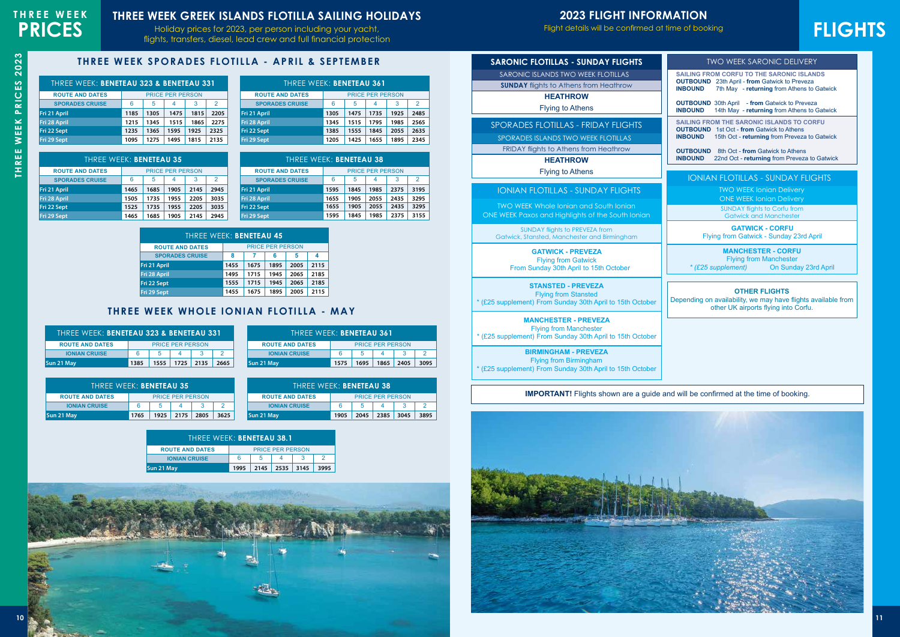# THREE WEEK PRICES

## THREE WEEK GREEK ISLANDS FLOTILLA SAILING HOLIDAYS

Holiday prices for 2023, per person including your yacht, flights, transfers, diesel, lead crew and full financial protection

### THREE WEEK SPORADES FLOTILLA - APRIL & SEPTEMBER

**THREE WEEK: BENETEAU 323 & BENETEAU 331**

| ROUTE AND DATES | PRICE PER PERSON | | | | |
|---|---|---|---|---|---|
| SPORADES CRUISE | 6 | 5 | 4 | 3 | 2 |
| Fri 21 April | 1185 | 1305 | 1475 | 1815 | 2205 |
| Fri 28 April | 1215 | 1345 | 1515 | 1865 | 2275 |
| Fri 22 Sept | 1235 | 1365 | 1595 | 1925 | 2325 |
| Fri 29 Sept | 1095 | 1275 | 1495 | 1815 | 2135 |

**THREE WEEK: BENETEAU 361**

| ROUTE AND DATES | PRICE PER PERSON | | | | |
|---|---|---|---|---|---|
| SPORADES CRUISE | 6 | 5 | 4 | 3 | 2 |
| Fri 21 April | 1305 | 1475 | 1735 | 1925 | 2485 |
| Fri 28 April | 1345 | 1515 | 1795 | 1985 | 2565 |
| Fri 22 Sept | 1385 | 1555 | 1845 | 2055 | 2635 |
| Fri 29 Sept | 1205 | 1425 | 1655 | 1895 | 2345 |

**THREE WEEK: BENETEAU 35**

| ROUTE AND DATES | PRICE PER PERSON | | | | |
|---|---|---|---|---|---|
| SPORADES CRUISE | 6 | 5 | 4 | 3 | 2 |
| Fri 21 April | 1465 | 1685 | 1905 | 2145 | 2945 |
| Fri 28 April | 1505 | 1735 | 1955 | 2205 | 3035 |
| Fri 22 Sept | 1525 | 1735 | 1955 | 2205 | 3035 |
| Fri 29 Sept | 1465 | 1685 | 1905 | 2145 | 2945 |

**THREE WEEK: BENETEAU 38**

| ROUTE AND DATES | PRICE PER PERSON | | | | |
|---|---|---|---|---|---|
| SPORADES CRUISE | 6 | 5 | 4 | 3 | 2 |
| Fri 21 April | 1595 | 1845 | 1985 | 2375 | 3195 |
| Fri 28 April | 1655 | 1905 | 2055 | 2435 | 3295 |
| Fri 22 Sept | 1655 | 1905 | 2055 | 2435 | 3295 |
| Fri 29 Sept | 1595 | 1845 | 1985 | 2375 | 3155 |

**THREE WEEK: BENETEAU 45**

| ROUTE AND DATES | PRICE PER PERSON | | | | |
|---|---|---|---|---|---|
| SPORADES CRUISE | 8 | 7 | 6 | 5 | 4 |
| Fri 21 April | 1455 | 1675 | 1895 | 2005 | 2115 |
| Fri 28 April | 1495 | 1715 | 1945 | 2065 | 2185 |
| Fri 22 Sept | 1555 | 1715 | 1945 | 2065 | 2185 |
| Fri 29 Sept | 1455 | 1675 | 1895 | 2005 | 2115 |

### THREE WEEK WHOLE IONIAN FLOTILLA - MAY

**THREE WEEK: BENETEAU 323 & BENETEAU 331**

| ROUTE AND DATES | PRICE PER PERSON | | | | |
|---|---|---|---|---|---|
| IONIAN CRUISE | 6 | 5 | 4 | 3 | 2 |
| Sun 21 May | 1385 | 1555 | 1725 | 2135 | 2665 |

**THREE WEEK: BENETEAU 361**

| ROUTE AND DATES | PRICE PER PERSON | | | | |
|---|---|---|---|---|---|
| IONIAN CRUISE | 6 | 5 | 4 | 3 | 2 |
| Sun 21 May | 1575 | 1695 | 1865 | 2405 | 3095 |

**THREE WEEK: BENETEAU 35**

| ROUTE AND DATES | PRICE PER PERSON | | | | |
|---|---|---|---|---|---|
| IONIAN CRUISE | 6 | 5 | 4 | 3 | 2 |
| Sun 21 May | 1765 | 1925 | 2175 | 2805 | 3625 |

**THREE WEEK: BENETEAU 38**

| ROUTE AND DATES | PRICE PER PERSON | | | | |
|---|---|---|---|---|---|
| IONIAN CRUISE | 6 | 5 | 4 | 3 | 2 |
| Sun 21 May | 1905 | 2045 | 2385 | 3045 | 3895 |

**THREE WEEK: BENETEAU 38.1**

| ROUTE AND DATES | PRICE PER PERSON | | | | |
|---|---|---|---|---|---|
| IONIAN CRUISE | 6 | 5 | 4 | 3 | 2 |
| Sun 21 May | 1995 | 2145 | 2535 | 3145 | 3995 |

# FLIGHTS

## 2023 FLIGHT INFORMATION

Flight details will be confirmed at time of booking

### SARONIC FLOTILLAS - SUNDAY FLIGHTS

SARONIC ISLANDS TWO WEEK FLOTILLAS

**SUNDAY** flights to Athens from Heathrow

**HEATHROW**
Flying to Athens

### SPORADES FLOTILLAS - FRIDAY FLIGHTS

SPORADES ISLANDS TWO WEEK FLOTILLAS

FRIDAY flights to Athens from Heathrow

**HEATHROW**
Flying to Athens

### IONIAN FLOTILLAS - SUNDAY FLIGHTS

TWO WEEK Whole Ionian and South Ionian
ONE WEEK Paxos and Highlights of the South Ionian

SUNDAY flights to PREVEZA from Gatwick, Stansted, Manchester and Birmingham

**GATWICK - PREVEZA**
Flying from Gatwick
From Sunday 30th April to 15th October

**STANSTED - PREVEZA**
Flying from Stansted
* (£25 supplement) From Sunday 30th April to 15th October

**MANCHESTER - PREVEZA**
Flying from Manchester
* (£25 supplement) From Sunday 30th April to 15th October

**BIRMINGHAM - PREVEZA**
Flying from Birmingham
* (£25 supplement) From Sunday 30th April to 15th October

### TWO WEEK SARONIC DELIVERY

**SAILING FROM CORFU TO THE SARONIC ISLANDS**
**OUTBOUND** 23th April - **from** Gatwick to Preveza
**INBOUND** 7th May - **returning** from Athens to Gatwick

**OUTBOUND** 30th April - **from** Gatwick to Preveza
**INBOUND** 14th May - **returning** from Athens to Gatwick

**SAILING FROM THE SARONIC ISLANDS TO CORFU**
**OUTBOUND** 1st Oct - **from** Gatwick to Athens
**INBOUND** 15th Oct - **returning** from Preveza to Gatwick

**OUTBOUND** 8th Oct - **from** Gatwick to Athens
**INBOUND** 22nd Oct - **returning** from Preveza to Gatwick

### IONIAN FLOTILLAS - SUNDAY FLIGHTS

TWO WEEK Ionian Delivery
ONE WEEK Ionian Delivery

SUNDAY flights to Corfu from Gatwick and Manchester

**GATWICK - CORFU**
Flying from Gatwick - Sunday 23rd April

**MANCHESTER - CORFU**
Flying from Manchester
*(£25 supplement)* On Sunday 23rd April

**OTHER FLIGHTS**
Depending on availability, we may have flights available from other UK airports flying into Corfu.

**IMPORTANT!** Flights shown are a guide and will be confirmed at the time of booking.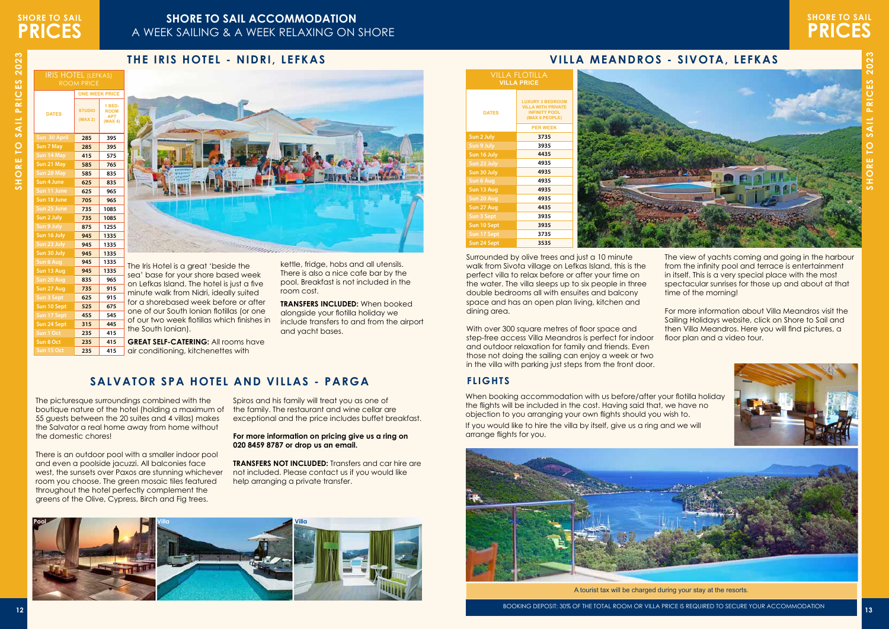# SHORE TO SAIL ACCOMMODATION

A WEEK SAILING & A WEEK RELAXING ON SHORE

## THE IRIS HOTEL - NIDRI, LEFKAS

| IRIS HOTEL (LEFKAS) ROOM PRICE | | |
|---|---|---|
| | ONE WEEK PRICE | |
| DATES | STUDIO (MAX 2) | 1 BED-ROOM APT (MAX 4) |
| Sun 30 April | 285 | 395 |
| Sun 7 May | 285 | 395 |
| Sun 14 May | 415 | 575 |
| Sun 21 May | 585 | 765 |
| Sun 28 May | 585 | 835 |
| Sun 4 June | 625 | 835 |
| Sun 11 June | 625 | 965 |
| Sun 18 June | 705 | 965 |
| Sun 25 June | 735 | 1085 |
| Sun 2 July | 735 | 1085 |
| Sun 9 July | 875 | 1255 |
| Sun 16 July | 945 | 1335 |
| Sun 23 July | 945 | 1335 |
| Sun 30 July | 945 | 1335 |
| Sun 6 Aug | 945 | 1335 |
| Sun 13 Aug | 945 | 1335 |
| Sun 20 Aug | 835 | 965 |
| Sun 27 Aug | 735 | 915 |
| Sun 3 Sept | 625 | 915 |
| Sun 10 Sept | 525 | 675 |
| Sun 17 Sept | 455 | 545 |
| Sun 24 Sept | 315 | 445 |
| Sun 1 Oct | 235 | 415 |
| Sun 8 Oct | 235 | 415 |
| Sun 15 Oct | 235 | 415 |

The Iris Hotel is a great 'beside the sea' base for your shore based week on Lefkas Island. The hotel is just a five minute walk from Nidri, ideally suited for a shorebased week before or after one of our South Ionian flotillas (or one of our two week flotillas which finishes in the South Ionian).

**GREAT SELF-CATERING:** All rooms have air conditioning, kitchenettes with kettle, fridge, hobs and all utensils. There is also a nice cafe bar by the pool. Breakfast is not included in the room cost.

**TRANSFERS INCLUDED:** When booked alongside your flotilla holiday we include transfers to and from the airport and yacht bases.

## SALVATOR SPA HOTEL AND VILLAS - PARGA

The picturesque surroundings combined with the boutique nature of the hotel (holding a maximum of 55 guests between the 20 suites and 4 villas) makes the Salvator a real home away from home without the domestic chores!

There is an outdoor pool with a smaller indoor pool and even a poolside jacuzzi. All balconies face west, the sunsets over Paxos are stunning whichever room you choose. The green mosaic tiles featured throughout the hotel perfectly complement the greens of the Olive, Cypress, Birch and Fig trees.

Spiros and his family will treat you as one of the family. The restaurant and wine cellar are exceptional and the price includes buffet breakfast.

**For more information on pricing give us a ring on 020 8459 8787 or drop us an email.**

**TRANSFERS NOT INCLUDED:** Transfers and car hire are not included. Please contact us if you would like help arranging a private transfer.

Pool

Villa

Villa

## VILLA MEANDROS - SIVOTA, LEFKAS

| VILLA FLOTILLA VILLA PRICE | |
|---|---|
| DATES | LUXURY 3 BEDROOM VILLA WITH PRIVATE INFINITY POOL (MAX 6 PEOPLE) |
| | PER WEEK |
| Sun 2 July | 3735 |
| Sun 9 July | 3935 |
| Sun 16 July | 4435 |
| Sun 23 July | 4935 |
| Sun 30 July | 4935 |
| Sun 6 Aug | 4935 |
| Sun 13 Aug | 4935 |
| Sun 20 Aug | 4935 |
| Sun 27 Aug | 4435 |
| Sun 3 Sept | 3935 |
| Sun 10 Sept | 3935 |
| Sun 17 Sept | 3735 |
| Sun 24 Sept | 3535 |

Surrounded by olive trees and just a 10 minute walk from Sivota village on Lefkas Island, this is the perfect villa to relax before or after your time on the water. The villa sleeps up to six people in three double bedrooms all with ensuites and balcony space and has an open plan living, kitchen and dining area.

With over 300 square metres of floor space and step-free access Villa Meandros is perfect for indoor and outdoor relaxation for family and friends. Even those not doing the sailing can enjoy a week or two in the villa with parking just steps from the front door.

The view of yachts coming and going in the harbour from the infinity pool and terrace is entertainment in itself. This is a very special place with the most spectacular sunrises for those up and about at that time of the morning!

For more information about Villa Meandros visit the Sailing Holidays website, click on Shore to Sail and then Villa Meandros. Here you will find pictures, a floor plan and a video tour.

## FLIGHTS

When booking accommodation with us before/after your flotilla holiday the flights will be included in the cost. Having said that, we have no objection to you arranging your own flights should you wish to.

If you would like to hire the villa by itself, give us a ring and we will arrange flights for you.

A tourist tax will be charged during your stay at the resorts.

BOOKING DEPOSIT: 30% OF THE TOTAL ROOM OR VILLA PRICE IS REQUIRED TO SECURE YOUR ACCOMMODATION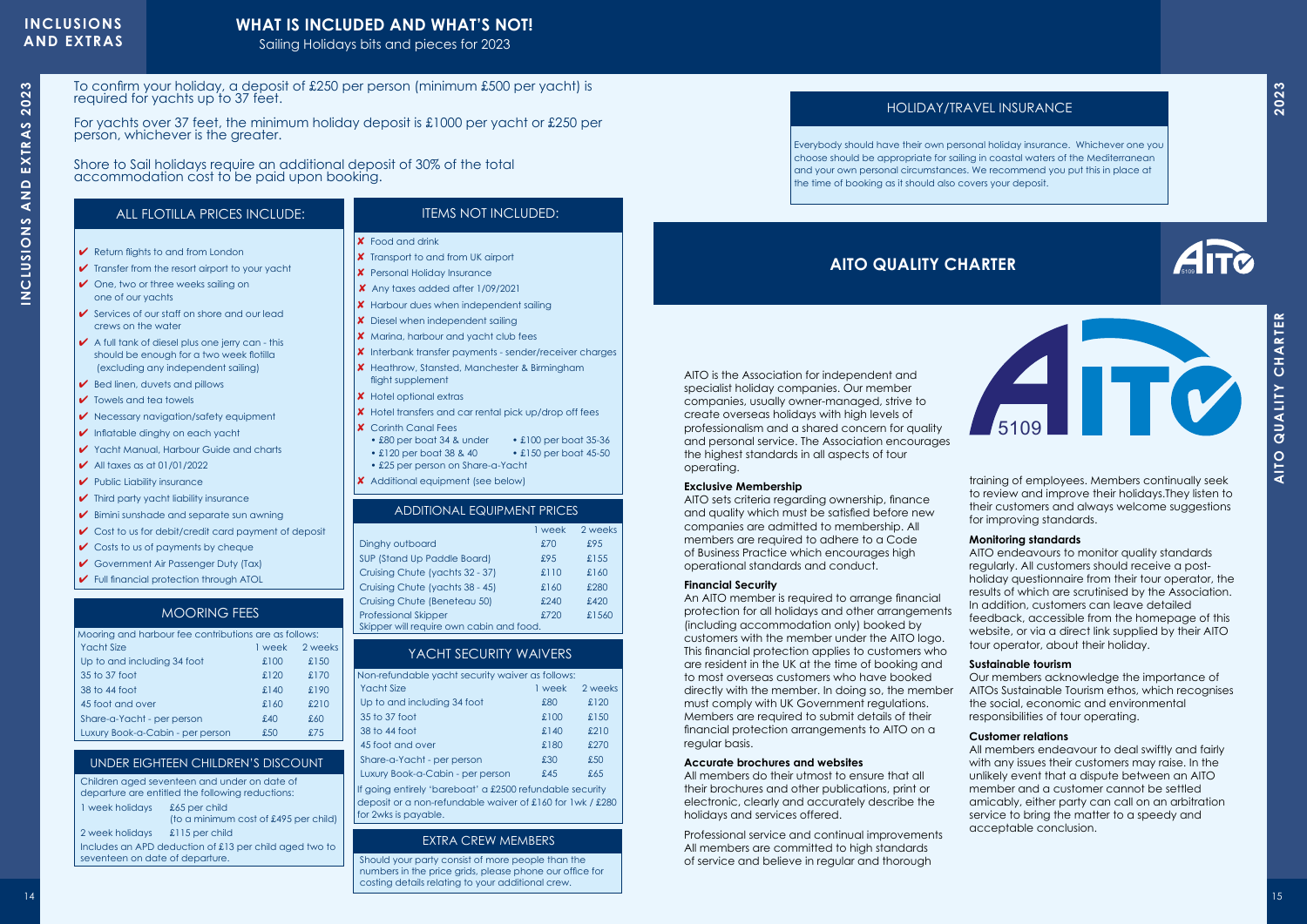# WHAT IS INCLUDED AND WHAT'S NOT!

Sailing Holidays bits and pieces for 2023

To confirm your holiday, a deposit of £250 per person (minimum £500 per yacht) is required for yachts up to 37 feet.

For yachts over 37 feet, the minimum holiday deposit is £1000 per yacht or £250 per person, whichever is the greater.

Shore to Sail holidays require an additional deposit of 30% of the total accommodation cost to be paid upon booking.

## ALL FLOTILLA PRICES INCLUDE:

- ✔ Return flights to and from London
- ✔ Transfer from the resort airport to your yacht
- ✔ One, two or three weeks sailing on one of our yachts
- ✔ Services of our staff on shore and our lead crews on the water
- ✔ A full tank of diesel plus one jerry can - this should be enough for a two week flotilla (excluding any independent sailing)
- ✔ Bed linen, duvets and pillows
- ✔ Towels and tea towels
- ✔ Necessary navigation/safety equipment
- ✔ Inflatable dinghy on each yacht
- ✔ Yacht Manual, Harbour Guide and charts
- ✔ All taxes as at 01/01/2022
- ✔ Public Liability insurance
- ✔ Third party yacht liability insurance
- ✔ Bimini sunshade and separate sun awning
- ✔ Cost to us for debit/credit card payment of deposit
- ✔ Costs to us of payments by cheque
- ✔ Government Air Passenger Duty (Tax)
- ✔ Full financial protection through ATOL

## MOORING FEES

Mooring and harbour fee contributions are as follows:

| Yacht Size | 1 week | 2 weeks |
|---|---|---|
| Up to and including 34 foot | £100 | £150 |
| 35 to 37 foot | £120 | £170 |
| 38 to 44 foot | £140 | £190 |
| 45 foot and over | £160 | £210 |
| Share-a-Yacht - per person | £40 | £60 |
| Luxury Book-a-Cabin - per person | £50 | £75 |

## UNDER EIGHTEEN CHILDREN'S DISCOUNT

Children aged seventeen and under on date of departure are entitled the following reductions:

| | |
|---|---|
| 1 week holidays | £65 per child (to a minimum cost of £495 per child) |
| 2 week holidays | £115 per child |

Includes an APD deduction of £13 per child aged two to seventeen on date of departure.

## ITEMS NOT INCLUDED:

- ✘ Food and drink
- ✘ Transport to and from UK airport
- ✘ Personal Holiday Insurance
- ✘ Any taxes added after 1/09/2021
- ✘ Harbour dues when independent sailing
- ✘ Diesel when independent sailing
- ✘ Marina, harbour and yacht club fees
- ✘ Interbank transfer payments - sender/receiver charges
- ✘ Heathrow, Stansted, Manchester & Birmingham flight supplement
- ✘ Hotel optional extras
- ✘ Hotel transfers and car rental pick up/drop off fees
- ✘ Corinth Canal Fees
  - £80 per boat 34 & under
  - £100 per boat 35-36
  - £120 per boat 38 & 40
  - £150 per boat 45-50
  - £25 per person on Share-a-Yacht
- ✘ Additional equipment (see below)

## ADDITIONAL EQUIPMENT PRICES

| | 1 week | 2 weeks |
|---|---|---|
| Dinghy outboard | £70 | £95 |
| SUP (Stand Up Paddle Board) | £95 | £155 |
| Cruising Chute (yachts 32 - 37) | £110 | £160 |
| Cruising Chute (yachts 38 - 45) | £160 | £280 |
| Cruising Chute (Beneteau 50) | £240 | £420 |
| Professional Skipper | £720 | £1560 |

Skipper will require own cabin and food.

## YACHT SECURITY WAIVERS

Non-refundable yacht security waiver as follows:

| Yacht Size | 1 week | 2 weeks |
|---|---|---|
| Up to and including 34 foot | £80 | £120 |
| 35 to 37 foot | £100 | £150 |
| 38 to 44 foot | £140 | £210 |
| 45 foot and over | £180 | £270 |
| Share-a-Yacht - per person | £30 | £50 |
| Luxury Book-a-Cabin - per person | £45 | £65 |

If going entirely 'bareboat' a £2500 refundable security deposit or a non-refundable waiver of £160 for 1wk / £280 for 2wks is payable.

## EXTRA CREW MEMBERS

Should your party consist of more people than the numbers in the price grids, please phone our office for costing details relating to your additional crew.

## HOLIDAY/TRAVEL INSURANCE

Everybody should have their own personal holiday insurance. Whichever one you choose should be appropriate for sailing in coastal waters of the Mediterranean and your own personal circumstances. We recommend you put this in place at the time of booking as it should also covers your deposit.

## AITO QUALITY CHARTER

AITO is the Association for independent and specialist holiday companies. Our member companies, usually owner-managed, strive to create overseas holidays with high levels of professionalism and a shared concern for quality and personal service. The Association encourages the highest standards in all aspects of tour operating.

**Exclusive Membership**
AITO sets criteria regarding ownership, finance and quality which must be satisfied before new companies are admitted to membership. All members are required to adhere to a Code of Business Practice which encourages high operational standards and conduct.

**Financial Security**
An AITO member is required to arrange financial protection for all holidays and other arrangements (including accommodation only) booked by customers with the member under the AITO logo. This financial protection applies to customers who are resident in the UK at the time of booking and to most overseas customers who have booked directly with the member. In doing so, the member must comply with UK Government regulations. Members are required to submit details of their financial protection arrangements to AITO on a regular basis.

**Accurate brochures and websites**
All members do their utmost to ensure that all their brochures and other publications, print or electronic, clearly and accurately describe the holidays and services offered.

Professional service and continual improvements
All members are committed to high standards of service and believe in regular and thorough training of employees. Members continually seek to review and improve their holidays.They listen to their customers and always welcome suggestions for improving standards.

**Monitoring standards**
AITO endeavours to monitor quality standards regularly. All customers should receive a post-holiday questionnaire from their tour operator, the results of which are scrutinised by the Association. In addition, customers can leave detailed feedback, accessible from the homepage of this website, or via a direct link supplied by their AITO tour operator, about their holiday.

**Sustainable tourism**
Our members acknowledge the importance of AITOs Sustainable Tourism ethos, which recognises the social, economic and environmental responsibilities of tour operating.

**Customer relations**
All members endeavour to deal swiftly and fairly with any issues their customers may raise. In the unlikely event that a dispute between an AITO member and a customer cannot be settled amicably, either party can call on an arbitration service to bring the matter to a speedy and acceptable conclusion.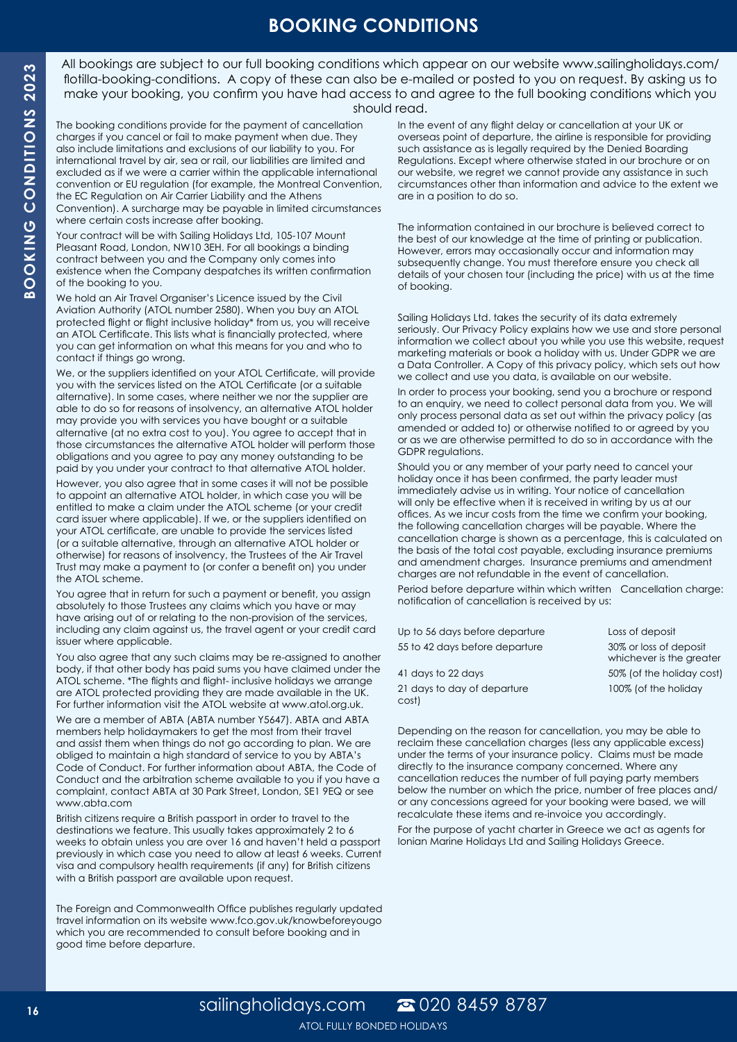# BOOKING CONDITIONS

All bookings are subject to our full booking conditions which appear on our website www.sailingholidays.com/flotilla-booking-conditions. A copy of these can also be e-mailed or posted to you on request. By asking us to make your booking, you confirm you have had access to and agree to the full booking conditions which you should read.

The booking conditions provide for the payment of cancellation charges if you cancel or fail to make payment when due. They also include limitations and exclusions of our liability to you. For international travel by air, sea or rail, our liabilities are limited and excluded as if we were a carrier within the applicable international convention or EU regulation (for example, the Montreal Convention, the EC Regulation on Air Carrier Liability and the Athens Convention). A surcharge may be payable in limited circumstances where certain costs increase after booking.

Your contract will be with Sailing Holidays Ltd, 105-107 Mount Pleasant Road, London, NW10 3EH. For all bookings a binding contract between you and the Company only comes into existence when the Company despatches its written confirmation of the booking to you.

We hold an Air Travel Organiser's Licence issued by the Civil Aviation Authority (ATOL number 2580). When you buy an ATOL protected flight or flight inclusive holiday* from us, you will receive an ATOL Certificate. This lists what is financially protected, where you can get information on what this means for you and who to contact if things go wrong.

We, or the suppliers identified on your ATOL Certificate, will provide you with the services listed on the ATOL Certificate (or a suitable alternative). In some cases, where neither we nor the supplier are able to do so for reasons of insolvency, an alternative ATOL holder may provide you with services you have bought or a suitable alternative (at no extra cost to you). You agree to accept that in those circumstances the alternative ATOL holder will perform those obligations and you agree to pay any money outstanding to be paid by you under your contract to that alternative ATOL holder.

However, you also agree that in some cases it will not be possible to appoint an alternative ATOL holder, in which case you will be entitled to make a claim under the ATOL scheme (or your credit card issuer where applicable). If we, or the suppliers identified on your ATOL certificate, are unable to provide the services listed (or a suitable alternative, through an alternative ATOL holder or otherwise) for reasons of insolvency, the Trustees of the Air Travel Trust may make a payment to (or confer a benefit on) you under the ATOL scheme.

You agree that in return for such a payment or benefit, you assign absolutely to those Trustees any claims which you have or may have arising out of or relating to the non-provision of the services, including any claim against us, the travel agent or your credit card issuer where applicable.

You also agree that any such claims may be re-assigned to another body, if that other body has paid sums you have claimed under the ATOL scheme. *The flights and flight- inclusive holidays we arrange are ATOL protected providing they are made available in the UK. For further information visit the ATOL website at www.atol.org.uk.

We are a member of ABTA (ABTA number Y5647). ABTA and ABTA members help holidaymakers to get the most from their travel and assist them when things do not go according to plan. We are obliged to maintain a high standard of service to you by ABTA's Code of Conduct. For further information about ABTA, the Code of Conduct and the arbitration scheme available to you if you have a complaint, contact ABTA at 30 Park Street, London, SE1 9EQ or see www.abta.com

British citizens require a British passport in order to travel to the destinations we feature. This usually takes approximately 2 to 6 weeks to obtain unless you are over 16 and haven't held a passport previously in which case you need to allow at least 6 weeks. Current visa and compulsory health requirements (if any) for British citizens with a British passport are available upon request.

The Foreign and Commonwealth Office publishes regularly updated travel information on its website www.fco.gov.uk/knowbeforeyougo which you are recommended to consult before booking and in good time before departure.

In the event of any flight delay or cancellation at your UK or overseas point of departure, the airline is responsible for providing such assistance as is legally required by the Denied Boarding Regulations. Except where otherwise stated in our brochure or on our website, we regret we cannot provide any assistance in such circumstances other than information and advice to the extent we are in a position to do so.

The information contained in our brochure is believed correct to the best of our knowledge at the time of printing or publication. However, errors may occasionally occur and information may subsequently change. You must therefore ensure you check all details of your chosen tour (including the price) with us at the time of booking.

Sailing Holidays Ltd. takes the security of its data extremely seriously. Our Privacy Policy explains how we use and store personal information we collect about you while you use this website, request marketing materials or book a holiday with us. Under GDPR we are a Data Controller. A Copy of this privacy policy, which sets out how we collect and use you data, is available on our website.

In order to process your booking, send you a brochure or respond to an enquiry, we need to collect personal data from you. We will only process personal data as set out within the privacy policy (as amended or added to) or otherwise notified to or agreed by you or as we are otherwise permitted to do so in accordance with the GDPR regulations.

Should you or any member of your party need to cancel your holiday once it has been confirmed, the party leader must immediately advise us in writing. Your notice of cancellation will only be effective when it is received in writing by us at our offices. As we incur costs from the time we confirm your booking, the following cancellation charges will be payable. Where the cancellation charge is shown as a percentage, this is calculated on the basis of the total cost payable, excluding insurance premiums and amendment charges. Insurance premiums and amendment charges are not refundable in the event of cancellation.

| Period before departure within which written notification of cancellation is received by us: | Cancellation charge: |
|---|---|
| Up to 56 days before departure | Loss of deposit |
| 55 to 42 days before departure | 30% or loss of deposit whichever is the greater |
| 41 days to 22 days | 50% (of the holiday cost) |
| 21 days to day of departure | 100% (of the holiday cost) |

Depending on the reason for cancellation, you may be able to reclaim these cancellation charges (less any applicable excess) under the terms of your insurance policy. Claims must be made directly to the insurance company concerned. Where any cancellation reduces the number of full paying party members below the number on which the price, number of free places and/or any concessions agreed for your booking were based, we will recalculate these items and re-invoice you accordingly.

For the purpose of yacht charter in Greece we act as agents for Ionian Marine Holidays Ltd and Sailing Holidays Greece.